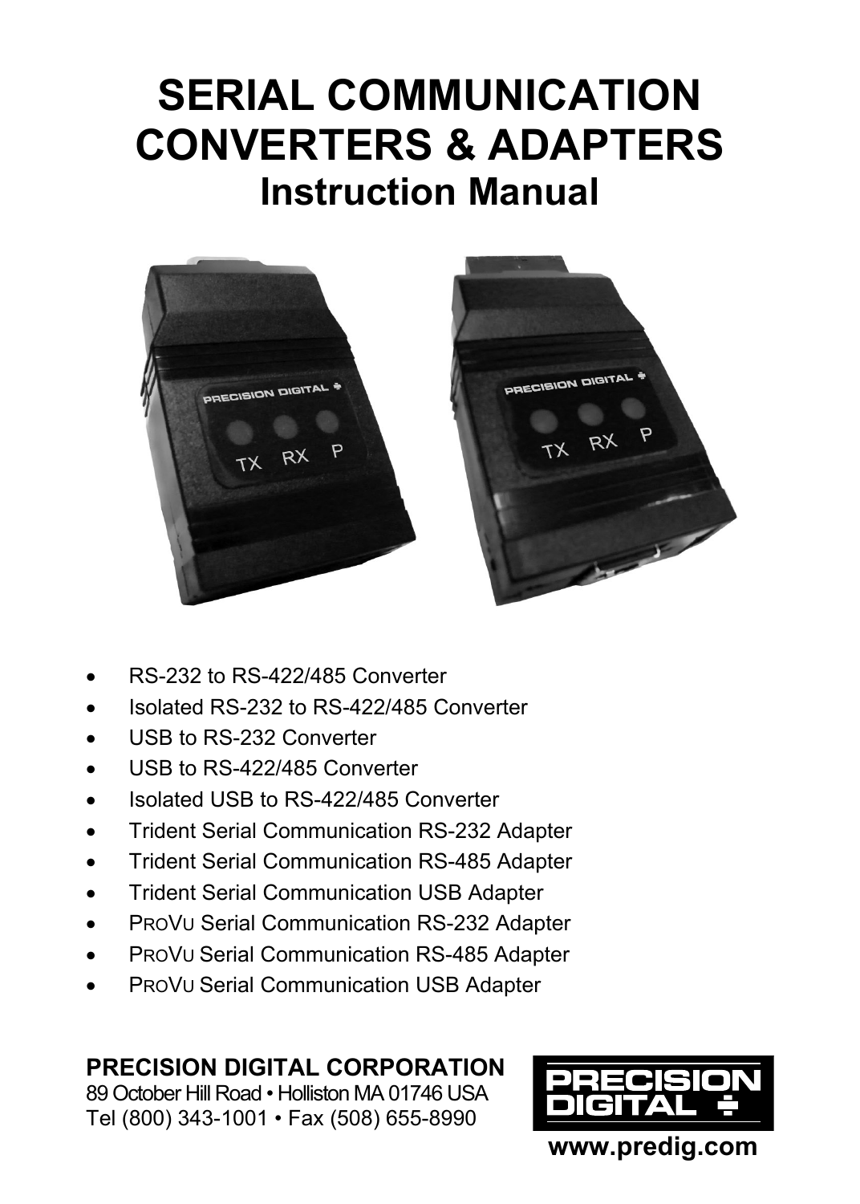# SERIAL COMMUNICATION CONVERTERS & ADAPTERS

## Instruction Manual

- RS-232 to RS-422/485 Converter
- Isolated RS-232 to RS-422/485 Converter
- USB to RS-232 Converter
- USB to RS-422/485 Converter
- Isolated USB to RS-422/485 Converter
- Trident Serial Communication RS-232 Adapter
- Trident Serial Communication RS-485 Adapter
- Trident Serial Communication USB Adapter
- PROVU Serial Communication RS-232 Adapter
- PROVU Serial Communication RS-485 Adapter
- PROVU Serial Communication USB Adapter

**PRECISION DIGITAL CORPORATION**
89 October Hill Road • Holliston MA 01746 USA
Tel (800) 343-1001 • Fax (508) 655-8990

PRECISION DIGITAL

**www.predig.com**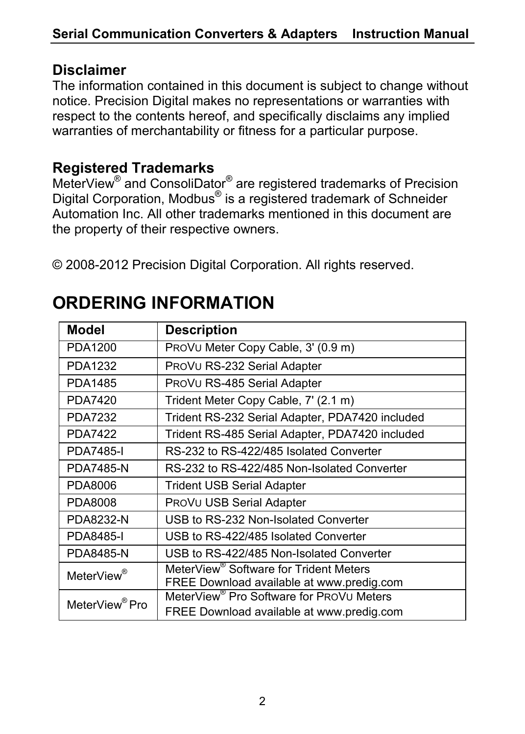## Disclaimer

The information contained in this document is subject to change without notice. Precision Digital makes no representations or warranties with respect to the contents hereof, and specifically disclaims any implied warranties of merchantability or fitness for a particular purpose.

## Registered Trademarks

MeterView® and ConsoliDator® are registered trademarks of Precision Digital Corporation, Modbus® is a registered trademark of Schneider Automation Inc. All other trademarks mentioned in this document are the property of their respective owners.

© 2008-2012 Precision Digital Corporation. All rights reserved.

# ORDERING INFORMATION

| Model | Description |
| --- | --- |
| PDA1200 | PROVU Meter Copy Cable, 3' (0.9 m) |
| PDA1232 | PROVU RS-232 Serial Adapter |
| PDA1485 | PROVU RS-485 Serial Adapter |
| PDA7420 | Trident Meter Copy Cable, 7' (2.1 m) |
| PDA7232 | Trident RS-232 Serial Adapter, PDA7420 included |
| PDA7422 | Trident RS-485 Serial Adapter, PDA7420 included |
| PDA7485-I | RS-232 to RS-422/485 Isolated Converter |
| PDA7485-N | RS-232 to RS-422/485 Non-Isolated Converter |
| PDA8006 | Trident USB Serial Adapter |
| PDA8008 | PROVU USB Serial Adapter |
| PDA8232-N | USB to RS-232 Non-Isolated Converter |
| PDA8485-I | USB to RS-422/485 Isolated Converter |
| PDA8485-N | USB to RS-422/485 Non-Isolated Converter |
| MeterView® | MeterView® Software for Trident Meters<br>FREE Download available at www.predig.com |
| MeterView® Pro | MeterView® Pro Software for PROVU Meters<br>FREE Download available at www.predig.com |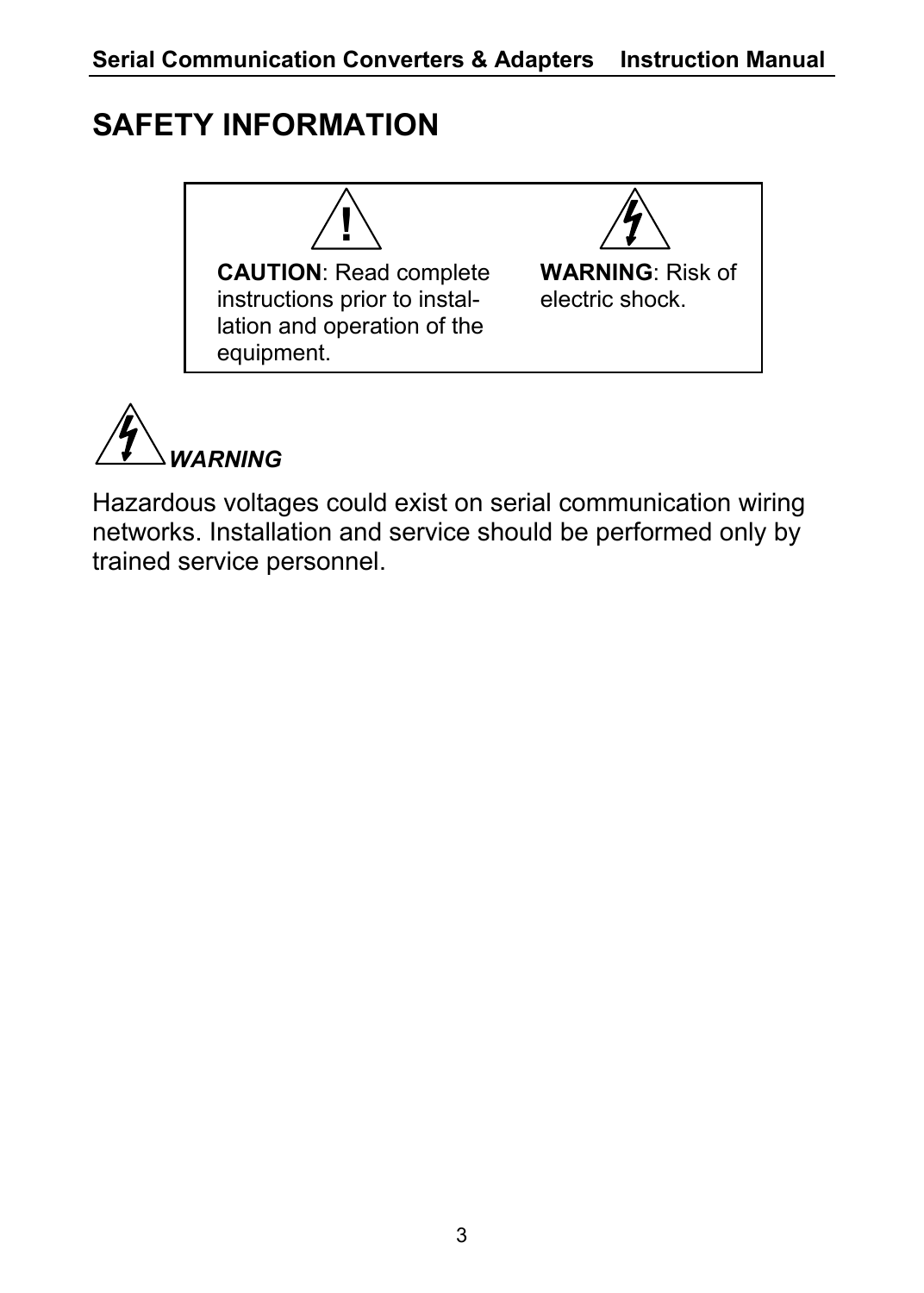# SAFETY INFORMATION

| | |
|---|---|
| **CAUTION**: Read complete instructions prior to installation and operation of the equipment. | **WARNING**: Risk of electric shock. |

***WARNING***

Hazardous voltages could exist on serial communication wiring networks. Installation and service should be performed only by trained service personnel.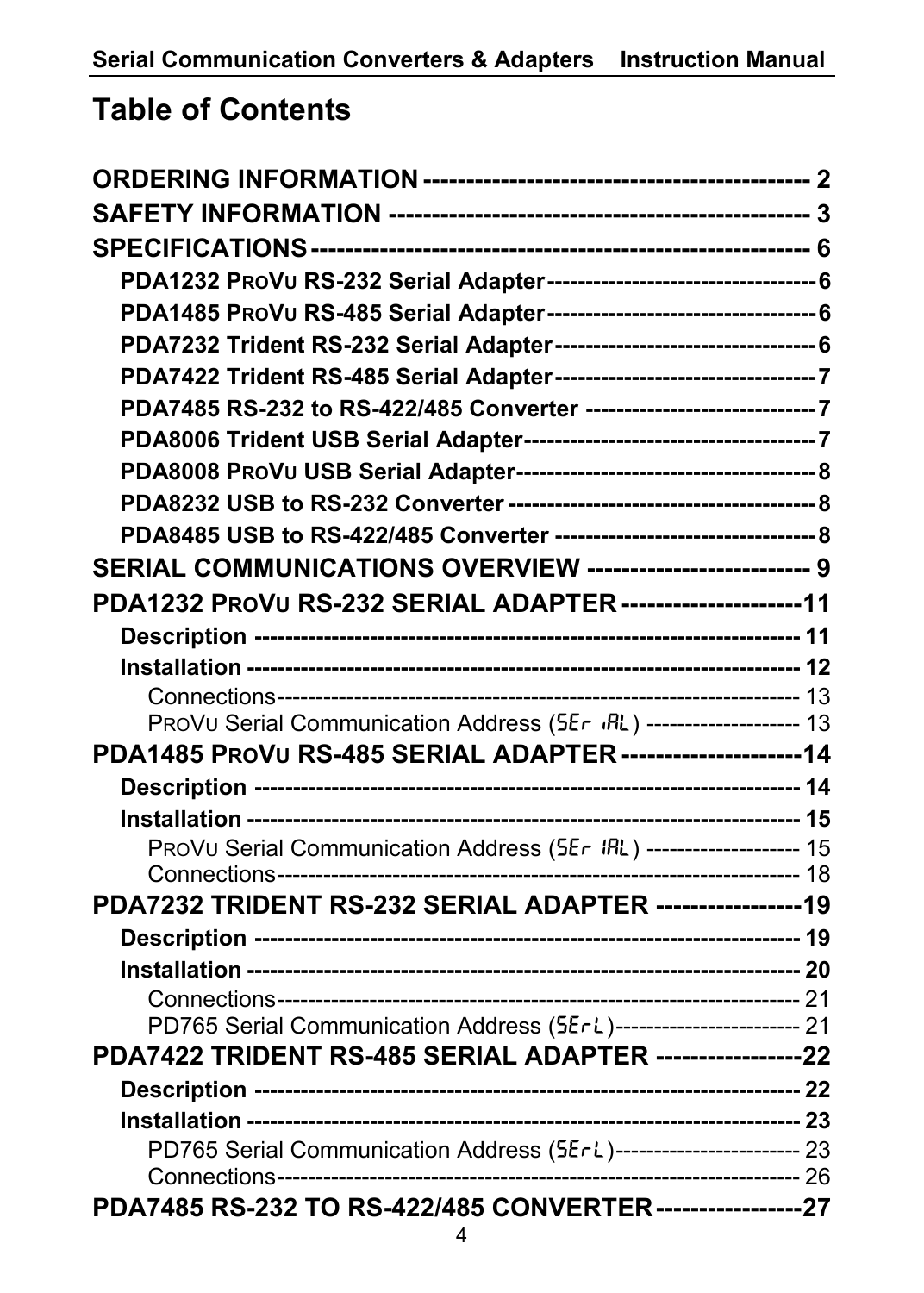# Table of Contents

**ORDERING INFORMATION** ------------------------------------------- 2
**SAFETY INFORMATION** --------------------------------------------- 3
**SPECIFICATIONS** ------------------------------------------------------ 6
- **PDA1232 ProVu RS-232 Serial Adapter** ---------------------------------- 6
- **PDA1485 ProVu RS-485 Serial Adapter** ---------------------------------- 6
- **PDA7232 Trident RS-232 Serial Adapter** -------------------------------- 6
- **PDA7422 Trident RS-485 Serial Adapter** -------------------------------- 7
- **PDA7485 RS-232 to RS-422/485 Converter** ----------------------------- 7
- **PDA8006 Trident USB Serial Adapter** ------------------------------------ 7
- **PDA8008 ProVu USB Serial Adapter** -------------------------------------- 8
- **PDA8232 USB to RS-232 Converter** --------------------------------------- 8
- **PDA8485 USB to RS-422/485 Converter** --------------------------------- 8

**SERIAL COMMUNICATIONS OVERVIEW** -------------------------- 9
**PDA1232 ProVu RS-232 SERIAL ADAPTER** ---------------------11
- **Description** ------------------------------------------------------------------- 11
- **Installation** ------------------------------------------------------------------- 12
  - Connections------------------------------------------------------------------ 13
  - ProVu Serial Communication Address (SEr iAL) -------------------- 13

**PDA1485 ProVu RS-485 SERIAL ADAPTER** ---------------------14
- **Description** ------------------------------------------------------------------- 14
- **Installation** ------------------------------------------------------------------- 15
  - ProVu Serial Communication Address (SEr iAL) -------------------- 15
  - Connections------------------------------------------------------------------ 18

**PDA7232 TRIDENT RS-232 SERIAL ADAPTER** -----------------19
- **Description** ------------------------------------------------------------------- 19
- **Installation** ------------------------------------------------------------------- 20
  - Connections------------------------------------------------------------------ 21
  - PD765 Serial Communication Address (SErL)------------------------ 21

**PDA7422 TRIDENT RS-485 SERIAL ADAPTER** -----------------22
- **Description** ------------------------------------------------------------------- 22
- **Installation** ------------------------------------------------------------------- 23
  - PD765 Serial Communication Address (SErL)------------------------ 23
  - Connections------------------------------------------------------------------ 26

**PDA7485 RS-232 TO RS-422/485 CONVERTER** -----------------27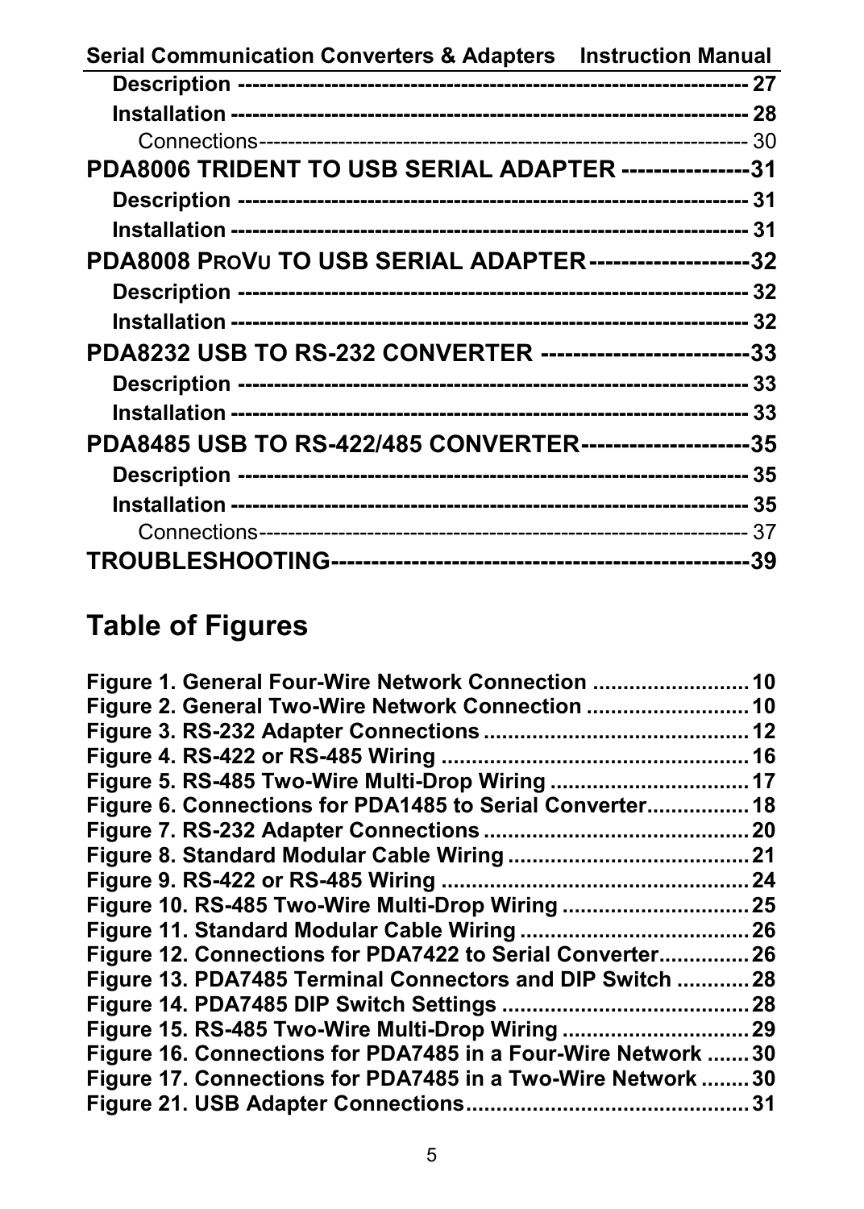Description ------------------------------------------------------------------- 27

Installation ------------------------------------------------------------------- 28

Connections------------------------------------------------------------------- 30

**PDA8006 TRIDENT TO USB SERIAL ADAPTER ---------------31**

Description ------------------------------------------------------------------- 31

Installation ------------------------------------------------------------------- 31

**PDA8008 PROVU TO USB SERIAL ADAPTER-------------------32**

Description ------------------------------------------------------------------- 32

Installation ------------------------------------------------------------------- 32

**PDA8232 USB TO RS-232 CONVERTER ------------------------33**

Description ------------------------------------------------------------------- 33

Installation ------------------------------------------------------------------- 33

**PDA8485 USB TO RS-422/485 CONVERTER--------------------35**

Description ------------------------------------------------------------------- 35

Installation ------------------------------------------------------------------- 35

Connections------------------------------------------------------------------- 37

**TROUBLESHOOTING-------------------------------------------------39**

# Table of Figures

Figure 1. General Four-Wire Network Connection .......................... 10
Figure 2. General Two-Wire Network Connection ........................... 10
Figure 3. RS-232 Adapter Connections ............................................ 12
Figure 4. RS-422 or RS-485 Wiring ................................................... 16
Figure 5. RS-485 Two-Wire Multi-Drop Wiring ................................. 17
Figure 6. Connections for PDA1485 to Serial Converter................. 18
Figure 7. RS-232 Adapter Connections ............................................ 20
Figure 8. Standard Modular Cable Wiring ........................................ 21
Figure 9. RS-422 or RS-485 Wiring ................................................... 24
Figure 10. RS-485 Two-Wire Multi-Drop Wiring ............................... 25
Figure 11. Standard Modular Cable Wiring ...................................... 26
Figure 12. Connections for PDA7422 to Serial Converter............... 26
Figure 13. PDA7485 Terminal Connectors and DIP Switch ............ 28
Figure 14. PDA7485 DIP Switch Settings ......................................... 28
Figure 15. RS-485 Two-Wire Multi-Drop Wiring ............................... 29
Figure 16. Connections for PDA7485 in a Four-Wire Network ....... 30
Figure 17. Connections for PDA7485 in a Two-Wire Network ........ 30
Figure 21. USB Adapter Connections............................................... 31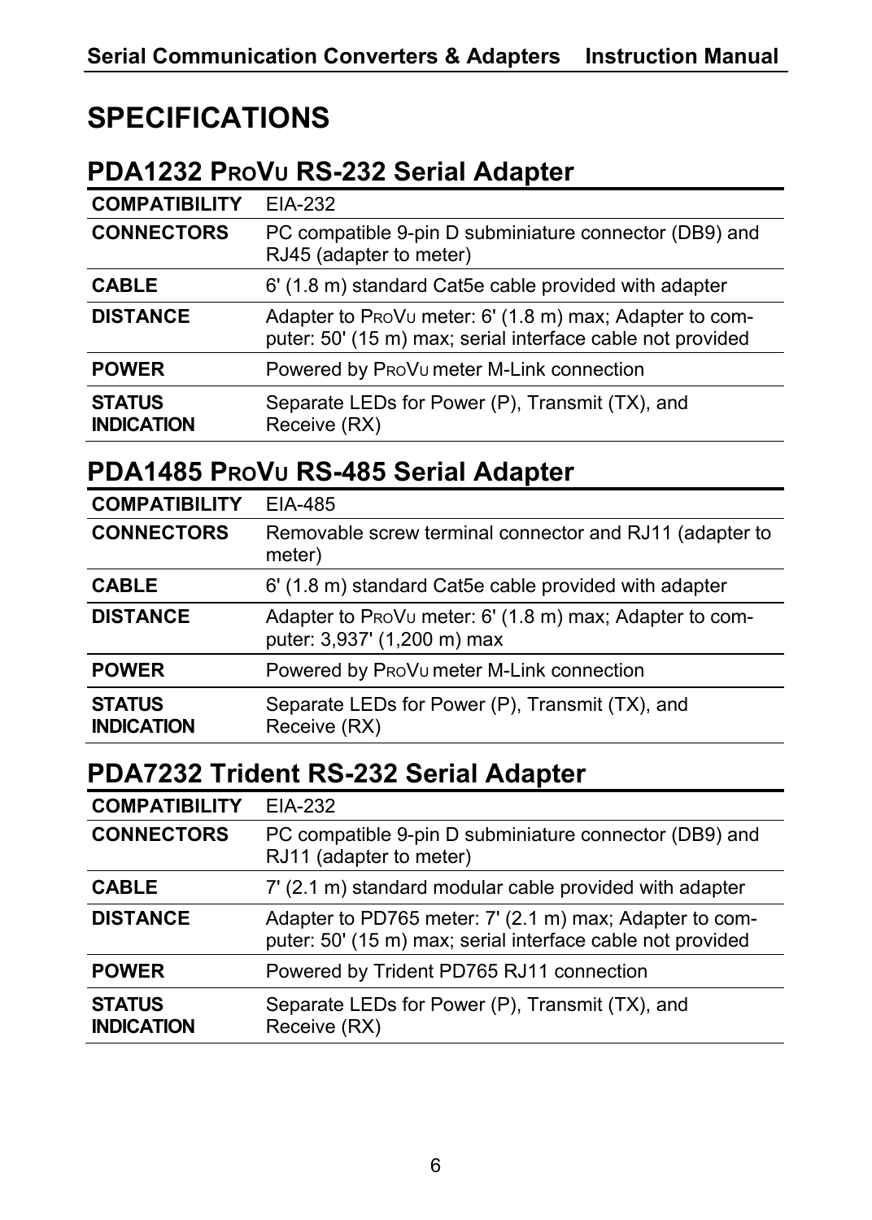# SPECIFICATIONS

## PDA1232 PROVU RS-232 Serial Adapter

| | |
|---|---|
| **COMPATIBILITY** | EIA-232 |
| **CONNECTORS** | PC compatible 9-pin D subminiature connector (DB9) and RJ45 (adapter to meter) |
| **CABLE** | 6' (1.8 m) standard Cat5e cable provided with adapter |
| **DISTANCE** | Adapter to PROVU meter: 6' (1.8 m) max; Adapter to computer: 50' (15 m) max; serial interface cable not provided |
| **POWER** | Powered by PROVU meter M-Link connection |
| **STATUS INDICATION** | Separate LEDs for Power (P), Transmit (TX), and Receive (RX) |

## PDA1485 PROVU RS-485 Serial Adapter

| | |
|---|---|
| **COMPATIBILITY** | EIA-485 |
| **CONNECTORS** | Removable screw terminal connector and RJ11 (adapter to meter) |
| **CABLE** | 6' (1.8 m) standard Cat5e cable provided with adapter |
| **DISTANCE** | Adapter to PROVU meter: 6' (1.8 m) max; Adapter to computer: 3,937' (1,200 m) max |
| **POWER** | Powered by PROVU meter M-Link connection |
| **STATUS INDICATION** | Separate LEDs for Power (P), Transmit (TX), and Receive (RX) |

## PDA7232 Trident RS-232 Serial Adapter

| | |
|---|---|
| **COMPATIBILITY** | EIA-232 |
| **CONNECTORS** | PC compatible 9-pin D subminiature connector (DB9) and RJ11 (adapter to meter) |
| **CABLE** | 7' (2.1 m) standard modular cable provided with adapter |
| **DISTANCE** | Adapter to PD765 meter: 7' (2.1 m) max; Adapter to computer: 50' (15 m) max; serial interface cable not provided |
| **POWER** | Powered by Trident PD765 RJ11 connection |
| **STATUS INDICATION** | Separate LEDs for Power (P), Transmit (TX), and Receive (RX) |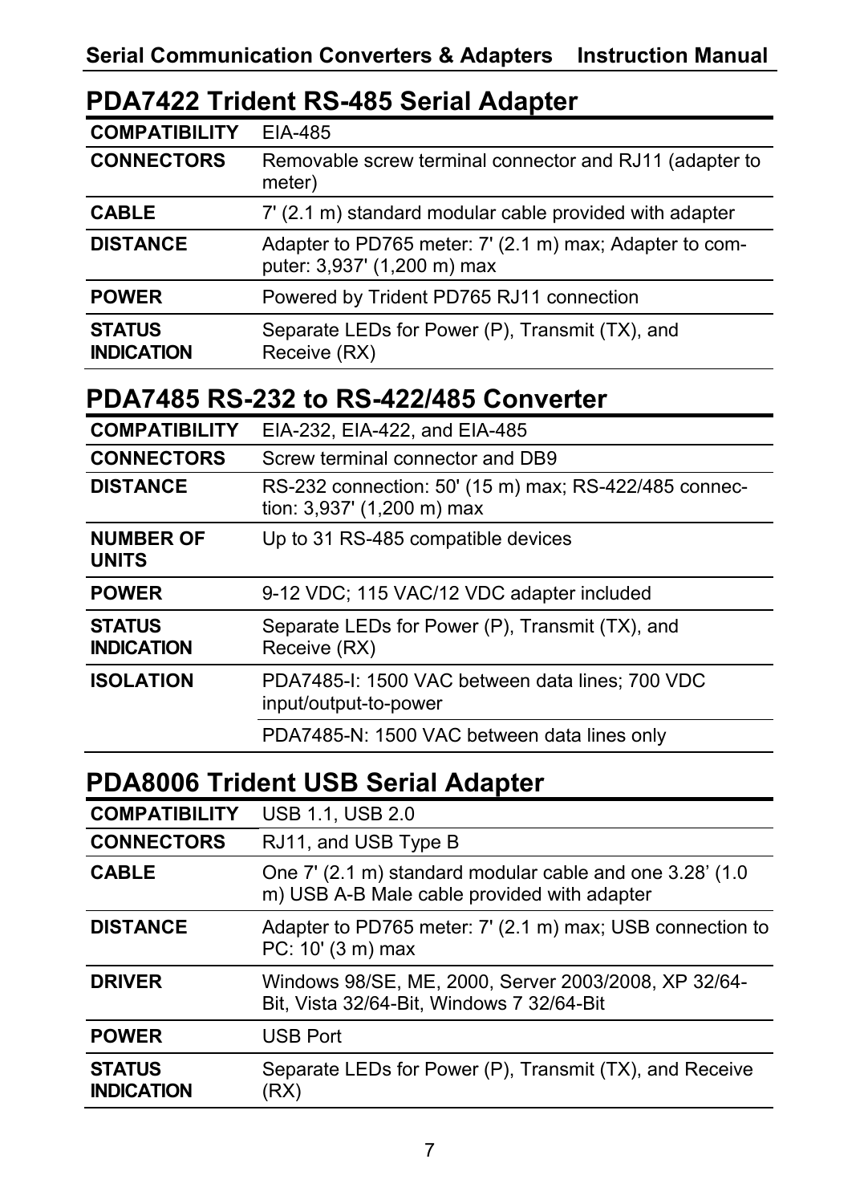## PDA7422 Trident RS-485 Serial Adapter

| | |
|---|---|
| **COMPATIBILITY** | EIA-485 |
| **CONNECTORS** | Removable screw terminal connector and RJ11 (adapter to meter) |
| **CABLE** | 7' (2.1 m) standard modular cable provided with adapter |
| **DISTANCE** | Adapter to PD765 meter: 7' (2.1 m) max; Adapter to computer: 3,937' (1,200 m) max |
| **POWER** | Powered by Trident PD765 RJ11 connection |
| **STATUS INDICATION** | Separate LEDs for Power (P), Transmit (TX), and Receive (RX) |

## PDA7485 RS-232 to RS-422/485 Converter

| | |
|---|---|
| **COMPATIBILITY** | EIA-232, EIA-422, and EIA-485 |
| **CONNECTORS** | Screw terminal connector and DB9 |
| **DISTANCE** | RS-232 connection: 50' (15 m) max; RS-422/485 connection: 3,937' (1,200 m) max |
| **NUMBER OF UNITS** | Up to 31 RS-485 compatible devices |
| **POWER** | 9-12 VDC; 115 VAC/12 VDC adapter included |
| **STATUS INDICATION** | Separate LEDs for Power (P), Transmit (TX), and Receive (RX) |
| **ISOLATION** | PDA7485-I: 1500 VAC between data lines; 700 VDC input/output-to-power |
| | PDA7485-N: 1500 VAC between data lines only |

## PDA8006 Trident USB Serial Adapter

| | |
|---|---|
| **COMPATIBILITY** | USB 1.1, USB 2.0 |
| **CONNECTORS** | RJ11, and USB Type B |
| **CABLE** | One 7' (2.1 m) standard modular cable and one 3.28' (1.0 m) USB A-B Male cable provided with adapter |
| **DISTANCE** | Adapter to PD765 meter: 7' (2.1 m) max; USB connection to PC: 10' (3 m) max |
| **DRIVER** | Windows 98/SE, ME, 2000, Server 2003/2008, XP 32/64-Bit, Vista 32/64-Bit, Windows 7 32/64-Bit |
| **POWER** | USB Port |
| **STATUS INDICATION** | Separate LEDs for Power (P), Transmit (TX), and Receive (RX) |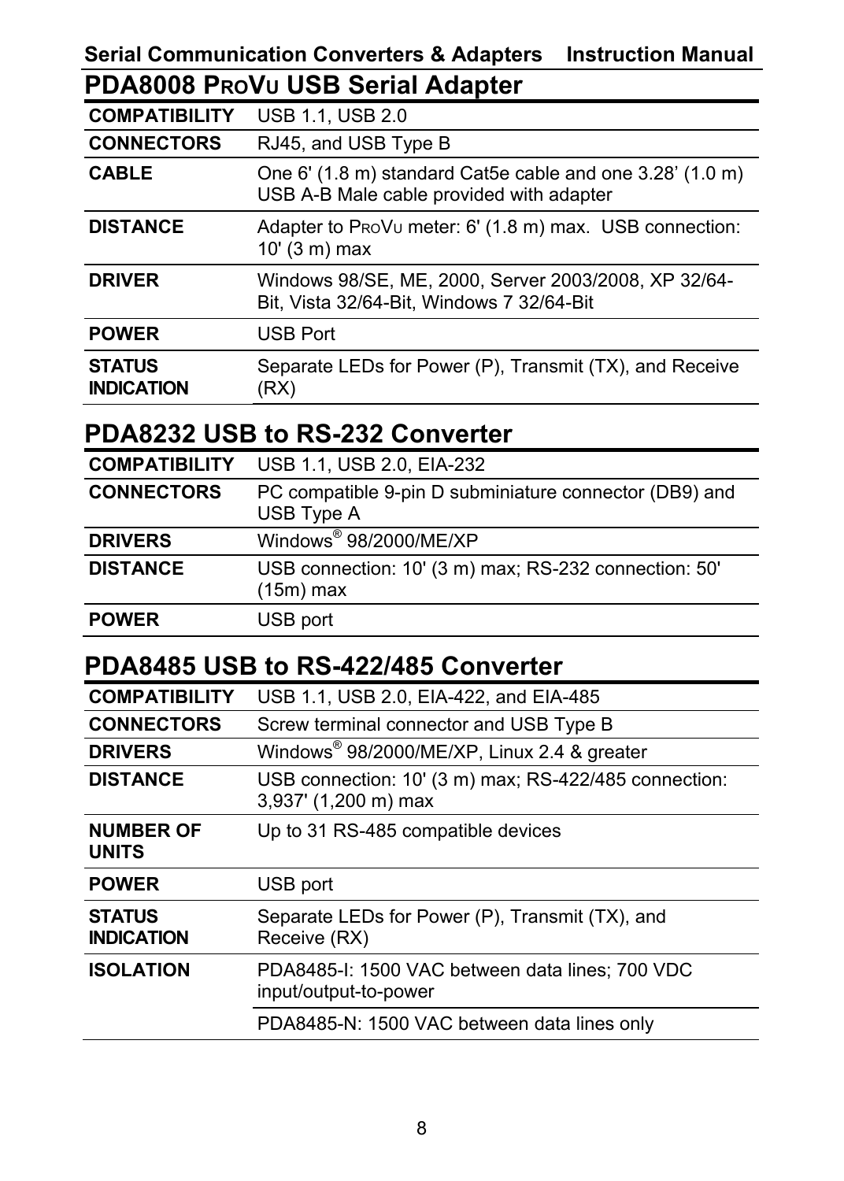## PDA8008 ProVu USB Serial Adapter

| | |
|---|---|
| **COMPATIBILITY** | USB 1.1, USB 2.0 |
| **CONNECTORS** | RJ45, and USB Type B |
| **CABLE** | One 6' (1.8 m) standard Cat5e cable and one 3.28' (1.0 m) USB A-B Male cable provided with adapter |
| **DISTANCE** | Adapter to ProVu meter: 6' (1.8 m) max. USB connection: 10' (3 m) max |
| **DRIVER** | Windows 98/SE, ME, 2000, Server 2003/2008, XP 32/64-Bit, Vista 32/64-Bit, Windows 7 32/64-Bit |
| **POWER** | USB Port |
| **STATUS INDICATION** | Separate LEDs for Power (P), Transmit (TX), and Receive (RX) |

## PDA8232 USB to RS-232 Converter

| | |
|---|---|
| **COMPATIBILITY** | USB 1.1, USB 2.0, EIA-232 |
| **CONNECTORS** | PC compatible 9-pin D subminiature connector (DB9) and USB Type A |
| **DRIVERS** | Windows® 98/2000/ME/XP |
| **DISTANCE** | USB connection: 10' (3 m) max; RS-232 connection: 50' (15m) max |
| **POWER** | USB port |

## PDA8485 USB to RS-422/485 Converter

| | |
|---|---|
| **COMPATIBILITY** | USB 1.1, USB 2.0, EIA-422, and EIA-485 |
| **CONNECTORS** | Screw terminal connector and USB Type B |
| **DRIVERS** | Windows® 98/2000/ME/XP, Linux 2.4 & greater |
| **DISTANCE** | USB connection: 10' (3 m) max; RS-422/485 connection: 3,937' (1,200 m) max |
| **NUMBER OF UNITS** | Up to 31 RS-485 compatible devices |
| **POWER** | USB port |
| **STATUS INDICATION** | Separate LEDs for Power (P), Transmit (TX), and Receive (RX) |
| **ISOLATION** | PDA8485-I: 1500 VAC between data lines; 700 VDC input/output-to-power |
| | PDA8485-N: 1500 VAC between data lines only |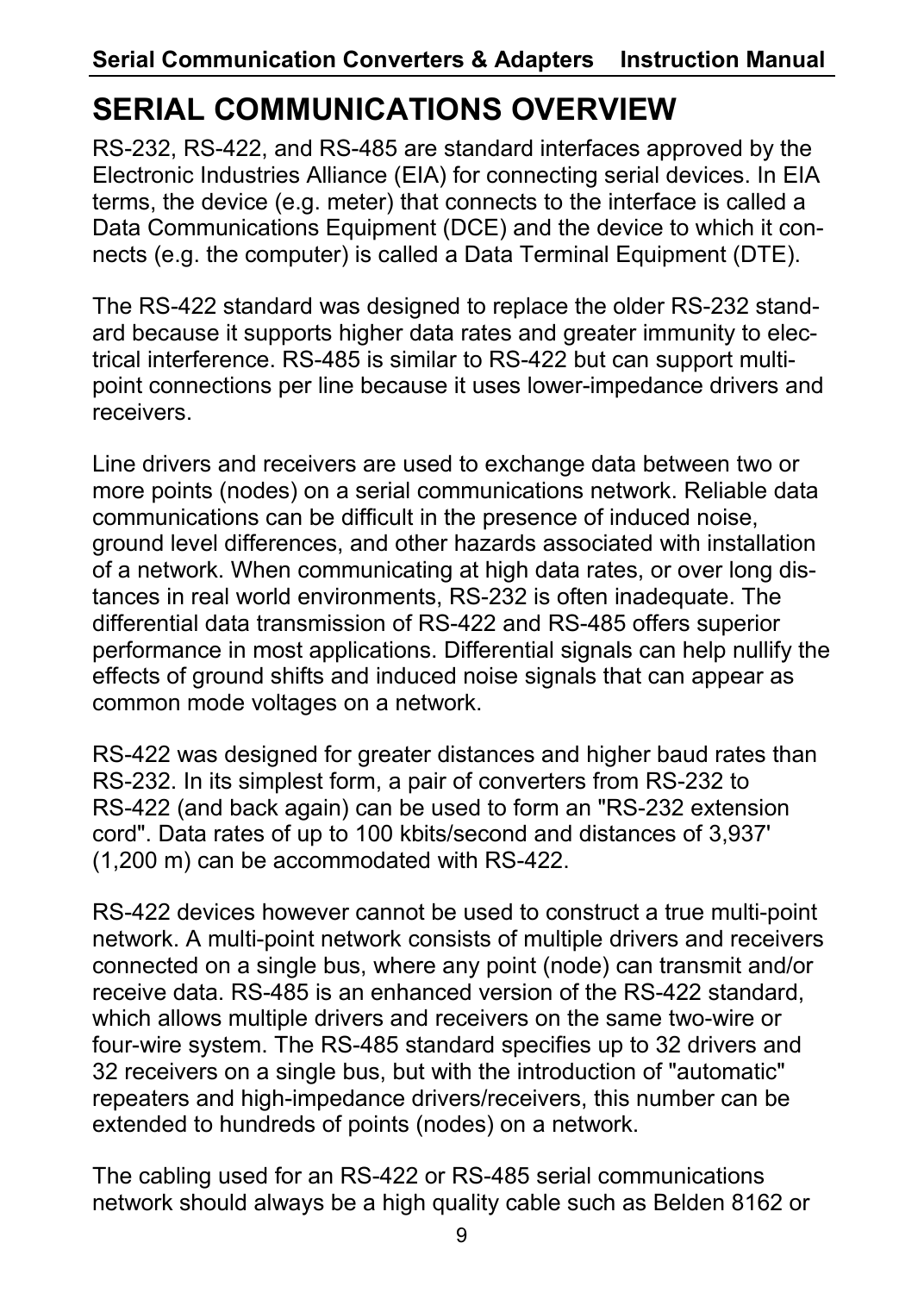# SERIAL COMMUNICATIONS OVERVIEW

RS-232, RS-422, and RS-485 are standard interfaces approved by the Electronic Industries Alliance (EIA) for connecting serial devices. In EIA terms, the device (e.g. meter) that connects to the interface is called a Data Communications Equipment (DCE) and the device to which it connects (e.g. the computer) is called a Data Terminal Equipment (DTE).

The RS-422 standard was designed to replace the older RS-232 standard because it supports higher data rates and greater immunity to electrical interference. RS-485 is similar to RS-422 but can support multipoint connections per line because it uses lower-impedance drivers and receivers.

Line drivers and receivers are used to exchange data between two or more points (nodes) on a serial communications network. Reliable data communications can be difficult in the presence of induced noise, ground level differences, and other hazards associated with installation of a network. When communicating at high data rates, or over long distances in real world environments, RS-232 is often inadequate. The differential data transmission of RS-422 and RS-485 offers superior performance in most applications. Differential signals can help nullify the effects of ground shifts and induced noise signals that can appear as common mode voltages on a network.

RS-422 was designed for greater distances and higher baud rates than RS-232. In its simplest form, a pair of converters from RS-232 to RS-422 (and back again) can be used to form an "RS-232 extension cord". Data rates of up to 100 kbits/second and distances of 3,937' (1,200 m) can be accommodated with RS-422.

RS-422 devices however cannot be used to construct a true multi-point network. A multi-point network consists of multiple drivers and receivers connected on a single bus, where any point (node) can transmit and/or receive data. RS-485 is an enhanced version of the RS-422 standard, which allows multiple drivers and receivers on the same two-wire or four-wire system. The RS-485 standard specifies up to 32 drivers and 32 receivers on a single bus, but with the introduction of "automatic" repeaters and high-impedance drivers/receivers, this number can be extended to hundreds of points (nodes) on a network.

The cabling used for an RS-422 or RS-485 serial communications network should always be a high quality cable such as Belden 8162 or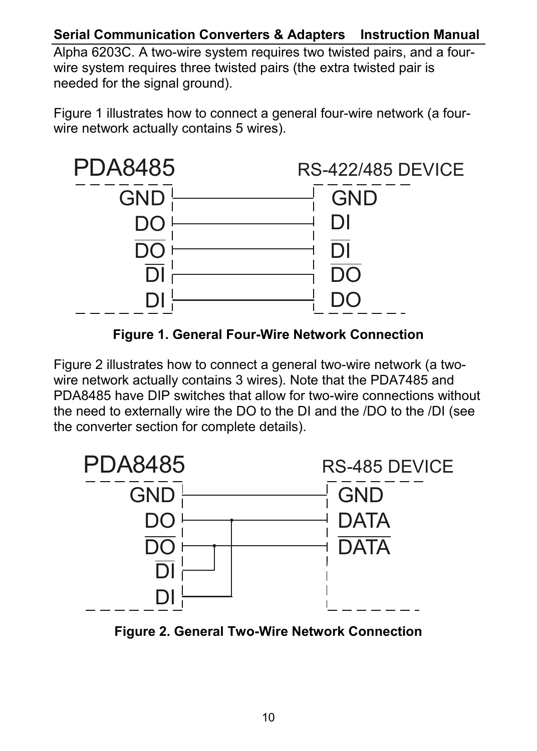Alpha 6203C. A two-wire system requires two twisted pairs, and a four-wire system requires three twisted pairs (the extra twisted pair is needed for the signal ground).

Figure 1 illustrates how to connect a general four-wire network (a four-wire network actually contains 5 wires).

**Figure 1. General Four-Wire Network Connection**

Figure 2 illustrates how to connect a general two-wire network (a two-wire network actually contains 3 wires). Note that the PDA7485 and PDA8485 have DIP switches that allow for two-wire connections without the need to externally wire the DO to the DI and the /DO to the /DI (see the converter section for complete details).

**Figure 2. General Two-Wire Network Connection**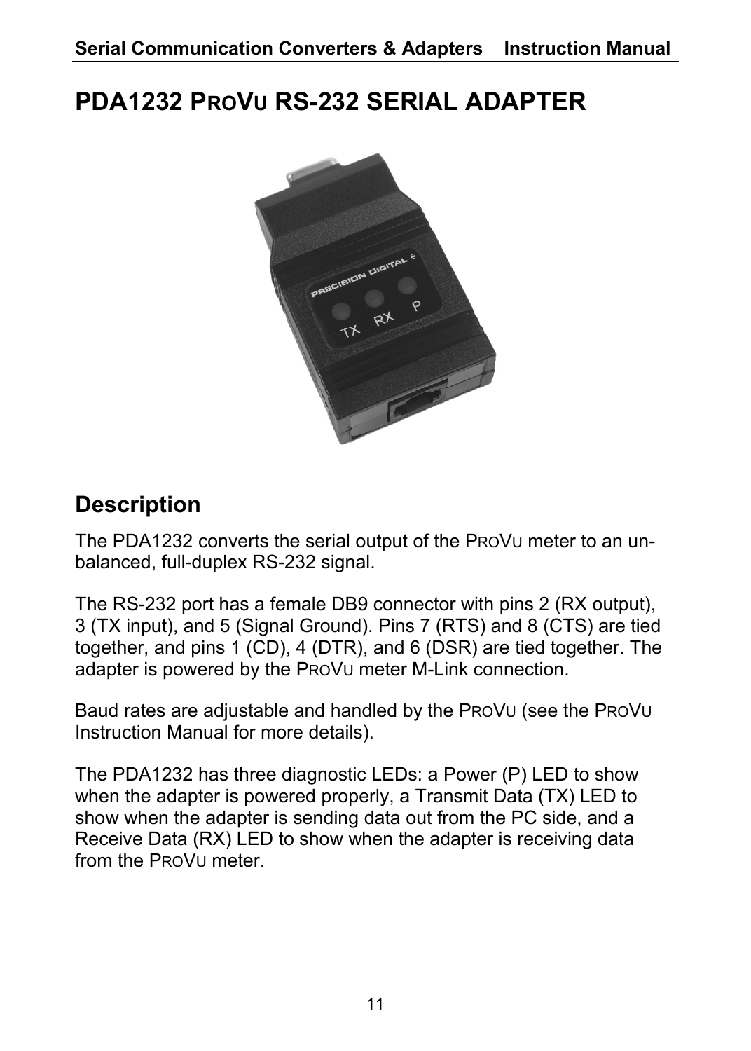# PDA1232 PROVU RS-232 SERIAL ADAPTER

## Description

The PDA1232 converts the serial output of the PROVU meter to an un-balanced, full-duplex RS-232 signal.

The RS-232 port has a female DB9 connector with pins 2 (RX output), 3 (TX input), and 5 (Signal Ground). Pins 7 (RTS) and 8 (CTS) are tied together, and pins 1 (CD), 4 (DTR), and 6 (DSR) are tied together. The adapter is powered by the PROVU meter M-Link connection.

Baud rates are adjustable and handled by the PROVU (see the PROVU Instruction Manual for more details).

The PDA1232 has three diagnostic LEDs: a Power (P) LED to show when the adapter is powered properly, a Transmit Data (TX) LED to show when the adapter is sending data out from the PC side, and a Receive Data (RX) LED to show when the adapter is receiving data from the PROVU meter.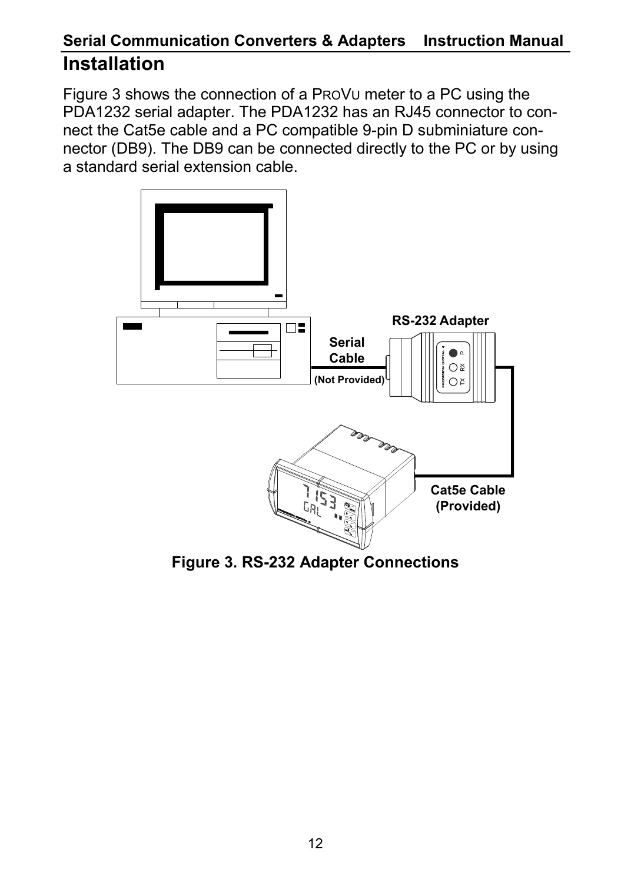# Installation

Figure 3 shows the connection of a ProVu meter to a PC using the PDA1232 serial adapter. The PDA1232 has an RJ45 connector to connect the Cat5e cable and a PC compatible 9-pin D subminiature connector (DB9). The DB9 can be connected directly to the PC or by using a standard serial extension cable.

**Figure 3. RS-232 Adapter Connections**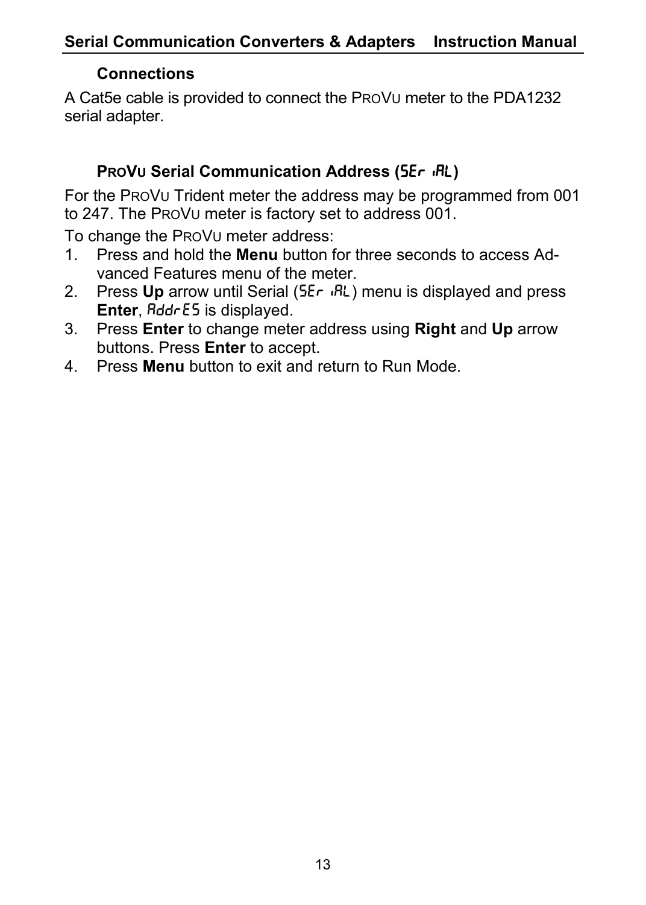### Connections

A Cat5e cable is provided to connect the PROVU meter to the PDA1232 serial adapter.

### PROVU Serial Communication Address (SEr iAL)

For the PROVU Trident meter the address may be programmed from 001 to 247. The PROVU meter is factory set to address 001.

To change the PROVU meter address:

1. Press and hold the **Menu** button for three seconds to access Advanced Features menu of the meter.
2. Press **Up** arrow until Serial (SEr iAL) menu is displayed and press **Enter**, AddrES is displayed.
3. Press **Enter** to change meter address using **Right** and **Up** arrow buttons. Press **Enter** to accept.
4. Press **Menu** button to exit and return to Run Mode.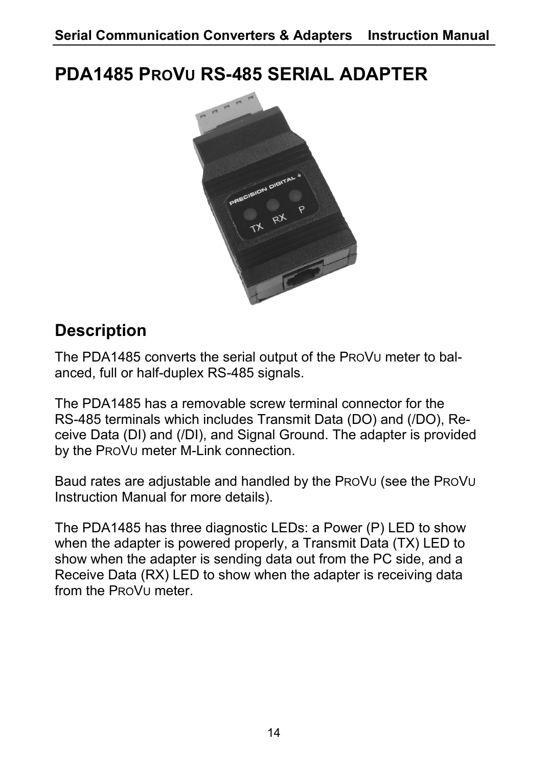# PDA1485 PROVU RS-485 SERIAL ADAPTER

## Description

The PDA1485 converts the serial output of the PROVU meter to balanced, full or half-duplex RS-485 signals.

The PDA1485 has a removable screw terminal connector for the RS-485 terminals which includes Transmit Data (DO) and (/DO), Receive Data (DI) and (/DI), and Signal Ground. The adapter is provided by the PROVU meter M-Link connection.

Baud rates are adjustable and handled by the PROVU (see the PROVU Instruction Manual for more details).

The PDA1485 has three diagnostic LEDs: a Power (P) LED to show when the adapter is powered properly, a Transmit Data (TX) LED to show when the adapter is sending data out from the PC side, and a Receive Data (RX) LED to show when the adapter is receiving data from the PROVU meter.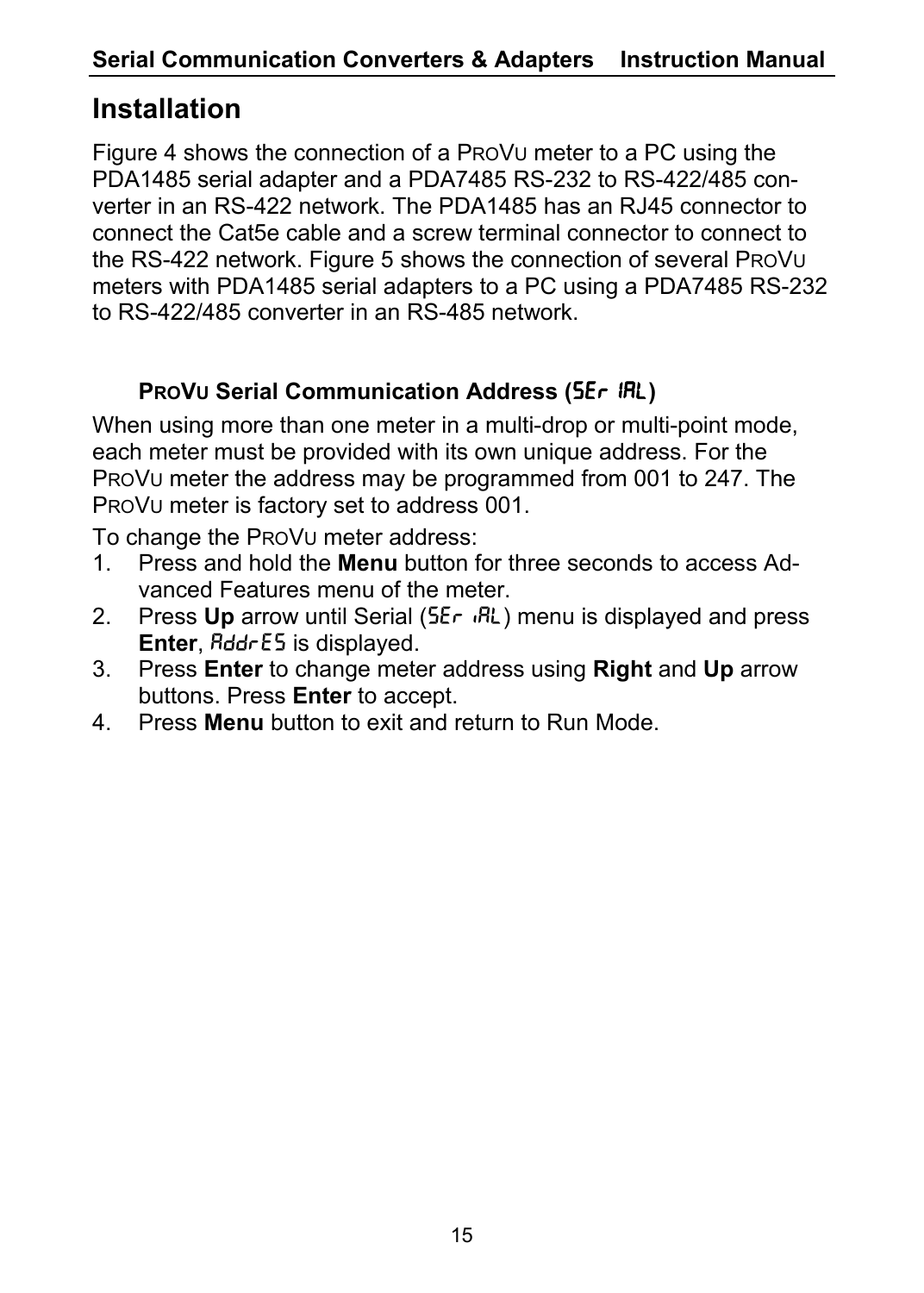## Installation

Figure 4 shows the connection of a PROVU meter to a PC using the PDA1485 serial adapter and a PDA7485 RS-232 to RS-422/485 converter in an RS-422 network. The PDA1485 has an RJ45 connector to connect the Cat5e cable and a screw terminal connector to connect to the RS-422 network. Figure 5 shows the connection of several PROVU meters with PDA1485 serial adapters to a PC using a PDA7485 RS-232 to RS-422/485 converter in an RS-485 network.

### PROVU Serial Communication Address (SEr IAL)

When using more than one meter in a multi-drop or multi-point mode, each meter must be provided with its own unique address. For the PROVU meter the address may be programmed from 001 to 247. The PROVU meter is factory set to address 001.

To change the PROVU meter address:

1. Press and hold the **Menu** button for three seconds to access Advanced Features menu of the meter.
2. Press **Up** arrow until Serial (SEr IAL) menu is displayed and press **Enter**, AddrES is displayed.
3. Press **Enter** to change meter address using **Right** and **Up** arrow buttons. Press **Enter** to accept.
4. Press **Menu** button to exit and return to Run Mode.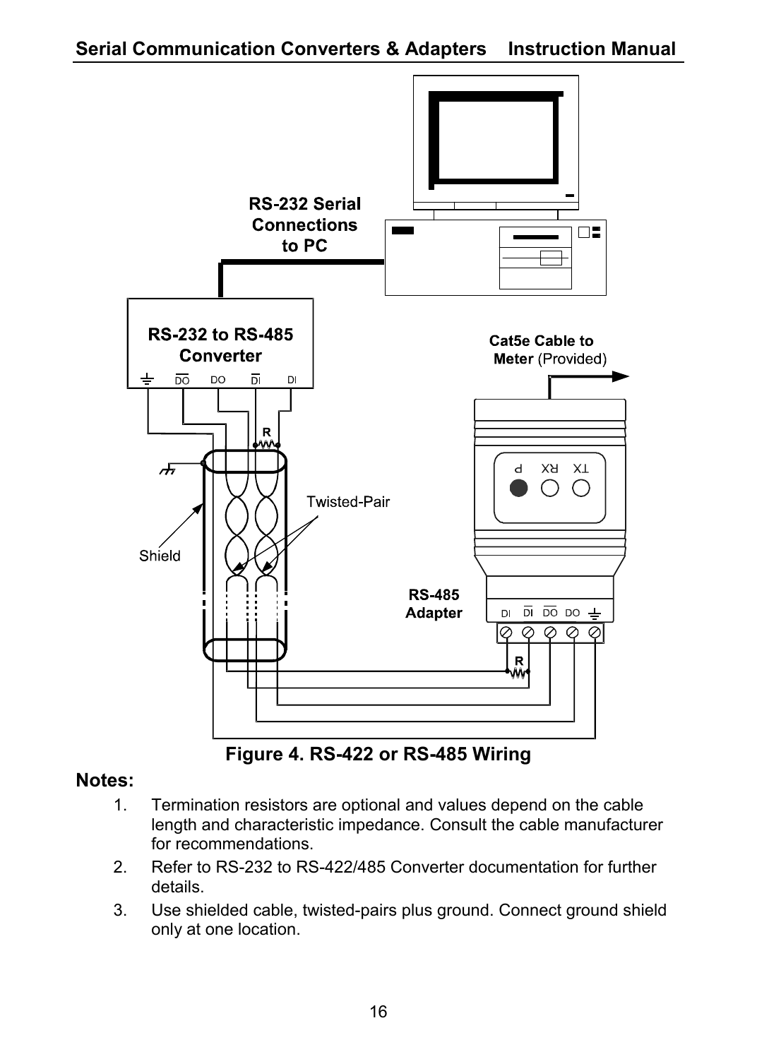**Figure 4. RS-422 or RS-485 Wiring**

**Notes:**

1. Termination resistors are optional and values depend on the cable length and characteristic impedance. Consult the cable manufacturer for recommendations.
2. Refer to RS-232 to RS-422/485 Converter documentation for further details.
3. Use shielded cable, twisted-pairs plus ground. Connect ground shield only at one location.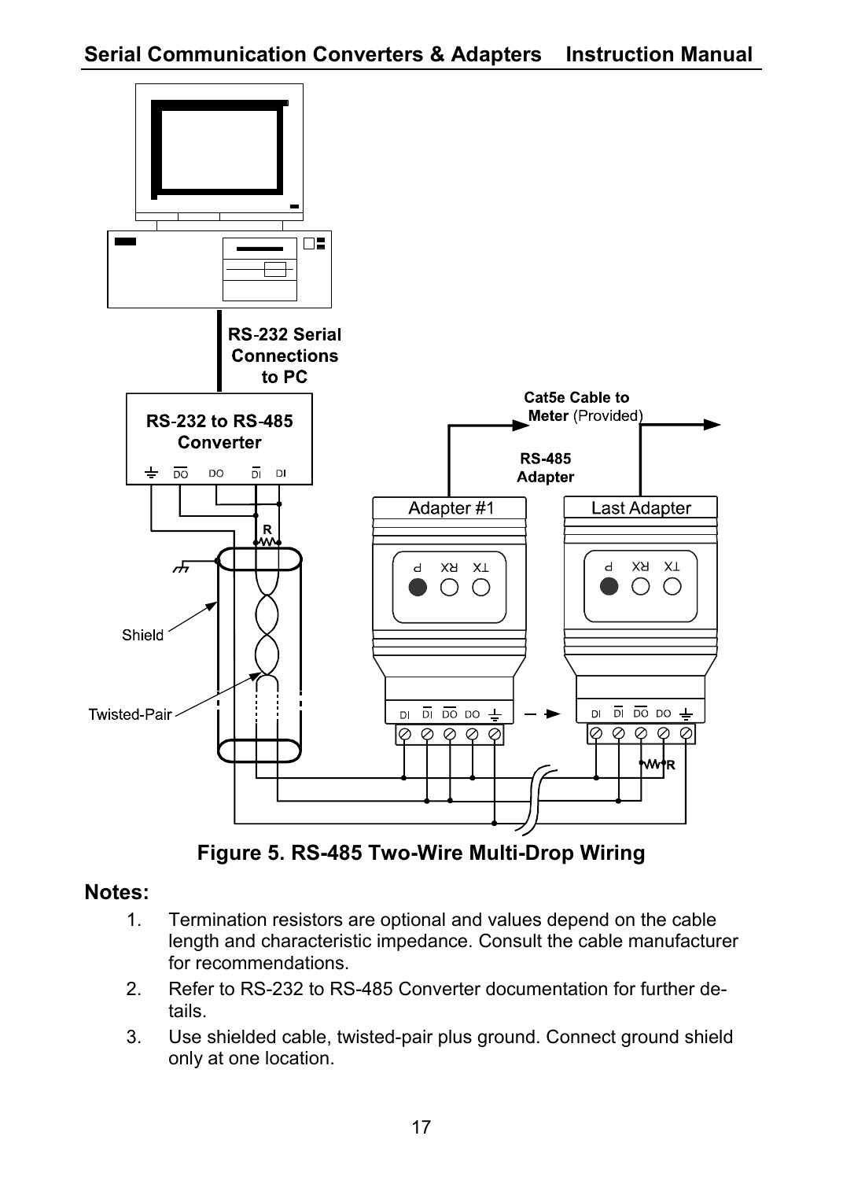**Figure 5. RS-485 Two-Wire Multi-Drop Wiring**

## Notes:

1. Termination resistors are optional and values depend on the cable length and characteristic impedance. Consult the cable manufacturer for recommendations.
2. Refer to RS-232 to RS-485 Converter documentation for further details.
3. Use shielded cable, twisted-pair plus ground. Connect ground shield only at one location.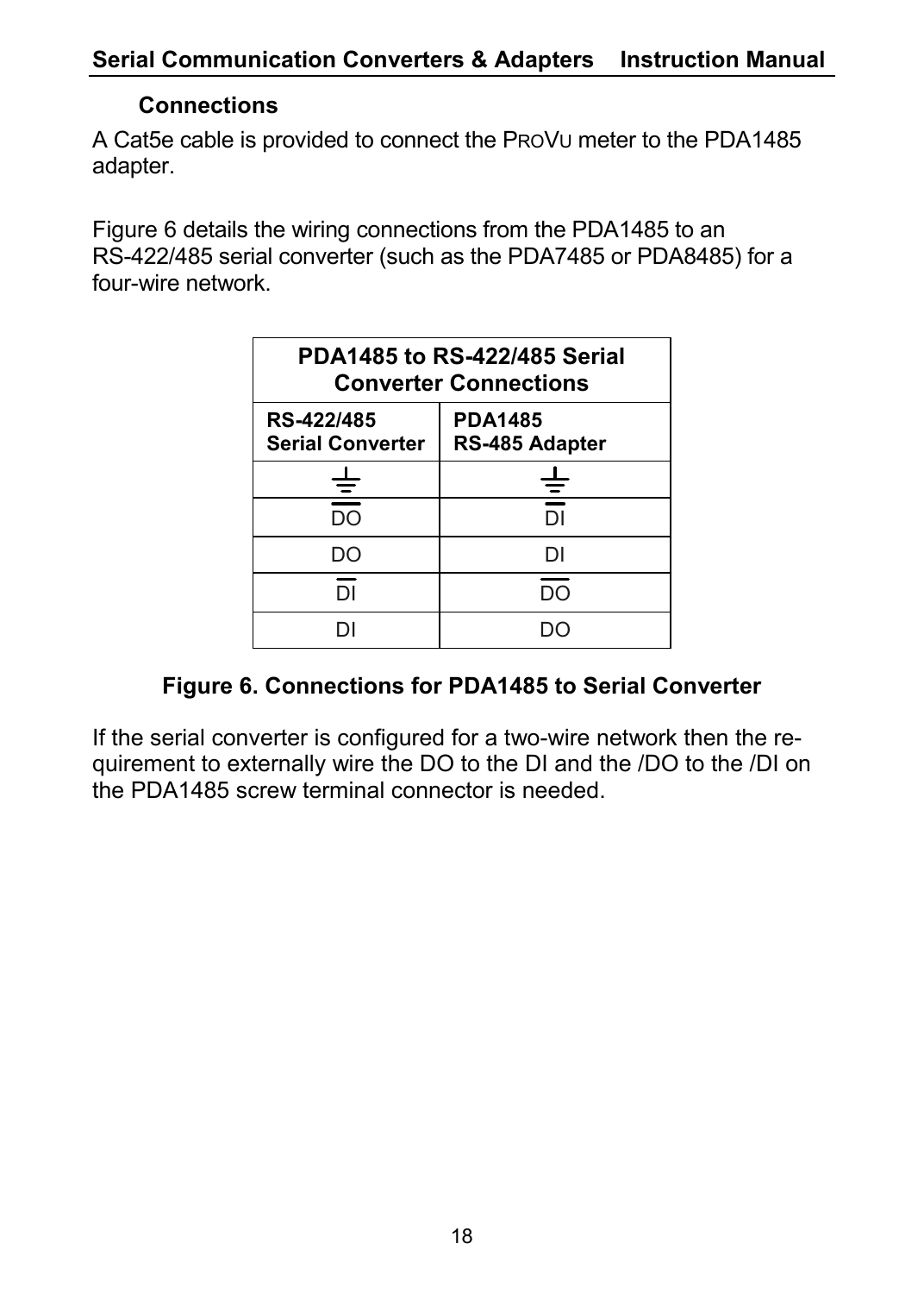### Connections

A Cat5e cable is provided to connect the PROVU meter to the PDA1485 adapter.

Figure 6 details the wiring connections from the PDA1485 to an RS-422/485 serial converter (such as the PDA7485 or PDA8485) for a four-wire network.

| PDA1485 to RS-422/485 Serial Converter Connections | |
|---|---|
| **RS-422/485 Serial Converter** | **PDA1485 RS-485 Adapter** |
| ⏚ | ⏚ |
| $\overline{DO}$ | $\overline{DI}$ |
| DO | DI |
| $\overline{DI}$ | $\overline{DO}$ |
| DI | DO |

**Figure 6. Connections for PDA1485 to Serial Converter**

If the serial converter is configured for a two-wire network then the requirement to externally wire the DO to the DI and the /DO to the /DI on the PDA1485 screw terminal connector is needed.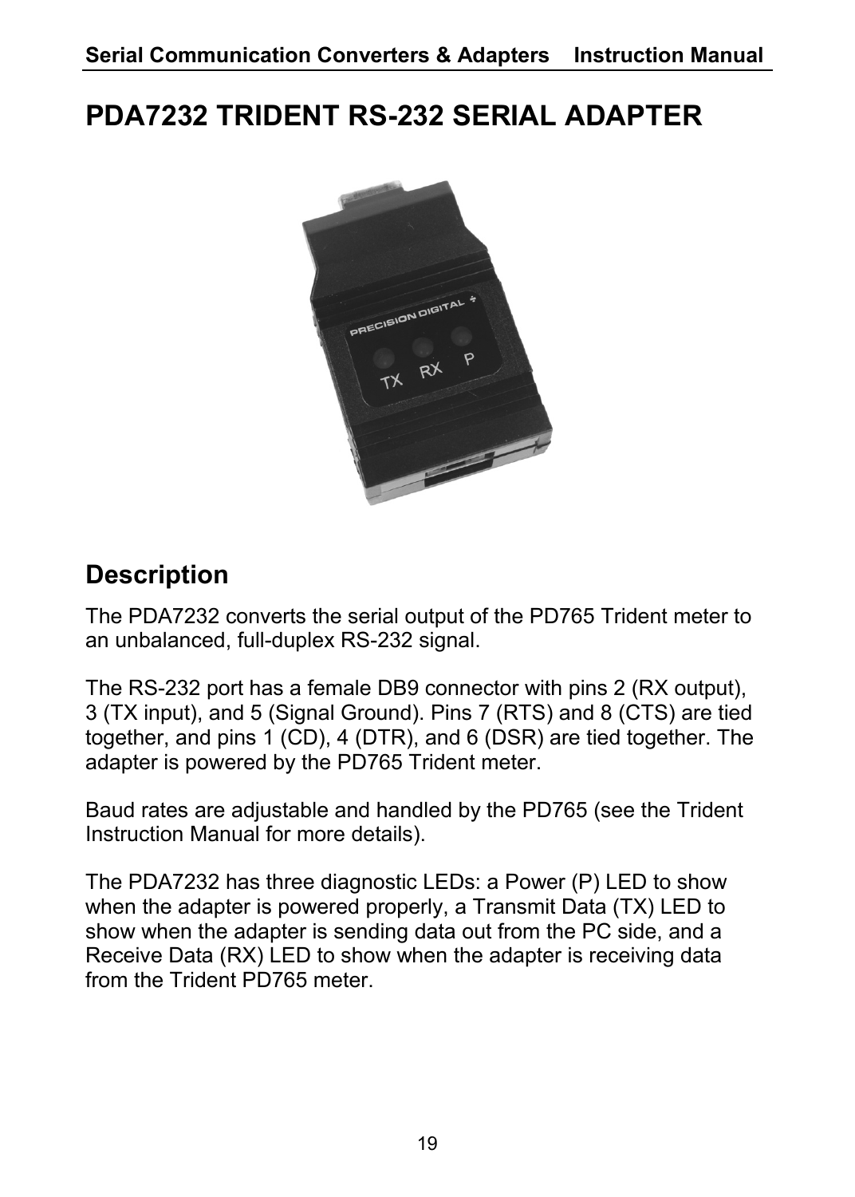# PDA7232 TRIDENT RS-232 SERIAL ADAPTER

## Description

The PDA7232 converts the serial output of the PD765 Trident meter to an unbalanced, full-duplex RS-232 signal.

The RS-232 port has a female DB9 connector with pins 2 (RX output), 3 (TX input), and 5 (Signal Ground). Pins 7 (RTS) and 8 (CTS) are tied together, and pins 1 (CD), 4 (DTR), and 6 (DSR) are tied together. The adapter is powered by the PD765 Trident meter.

Baud rates are adjustable and handled by the PD765 (see the Trident Instruction Manual for more details).

The PDA7232 has three diagnostic LEDs: a Power (P) LED to show when the adapter is powered properly, a Transmit Data (TX) LED to show when the adapter is sending data out from the PC side, and a Receive Data (RX) LED to show when the adapter is receiving data from the Trident PD765 meter.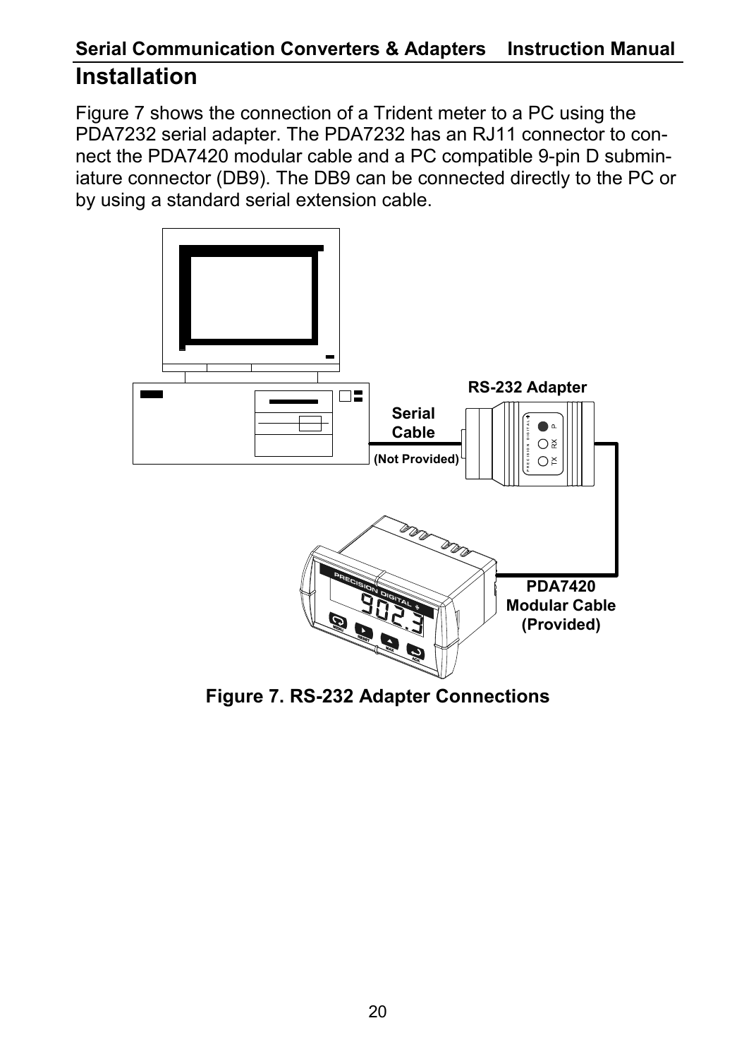# Installation

Figure 7 shows the connection of a Trident meter to a PC using the PDA7232 serial adapter. The PDA7232 has an RJ11 connector to connect the PDA7420 modular cable and a PC compatible 9-pin D subminiature connector (DB9). The DB9 can be connected directly to the PC or by using a standard serial extension cable.

**Figure 7. RS-232 Adapter Connections**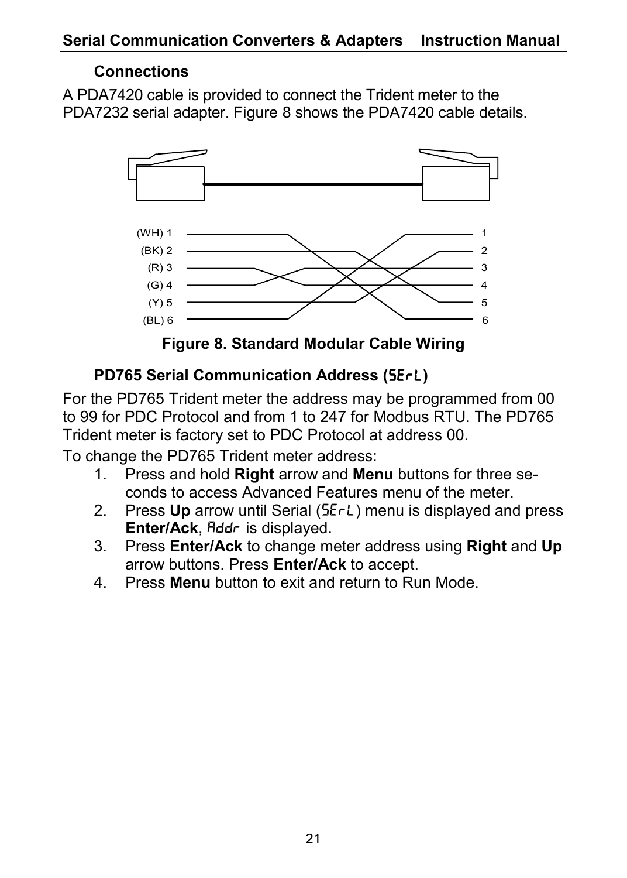### Connections

A PDA7420 cable is provided to connect the Trident meter to the PDA7232 serial adapter. Figure 8 shows the PDA7420 cable details.

(WH) 1 — 1
(BK) 2 — 2
(R) 3 — 3
(G) 4 — 4
(Y) 5 — 5
(BL) 6 — 6

**Figure 8. Standard Modular Cable Wiring**

### PD765 Serial Communication Address (SErL)

For the PD765 Trident meter the address may be programmed from 00 to 99 for PDC Protocol and from 1 to 247 for Modbus RTU. The PD765 Trident meter is factory set to PDC Protocol at address 00.

To change the PD765 Trident meter address:

1. Press and hold **Right** arrow and **Menu** buttons for three seconds to access Advanced Features menu of the meter.
2. Press **Up** arrow until Serial (SErL) menu is displayed and press **Enter/Ack**, Addr is displayed.
3. Press **Enter/Ack** to change meter address using **Right** and **Up** arrow buttons. Press **Enter/Ack** to accept.
4. Press **Menu** button to exit and return to Run Mode.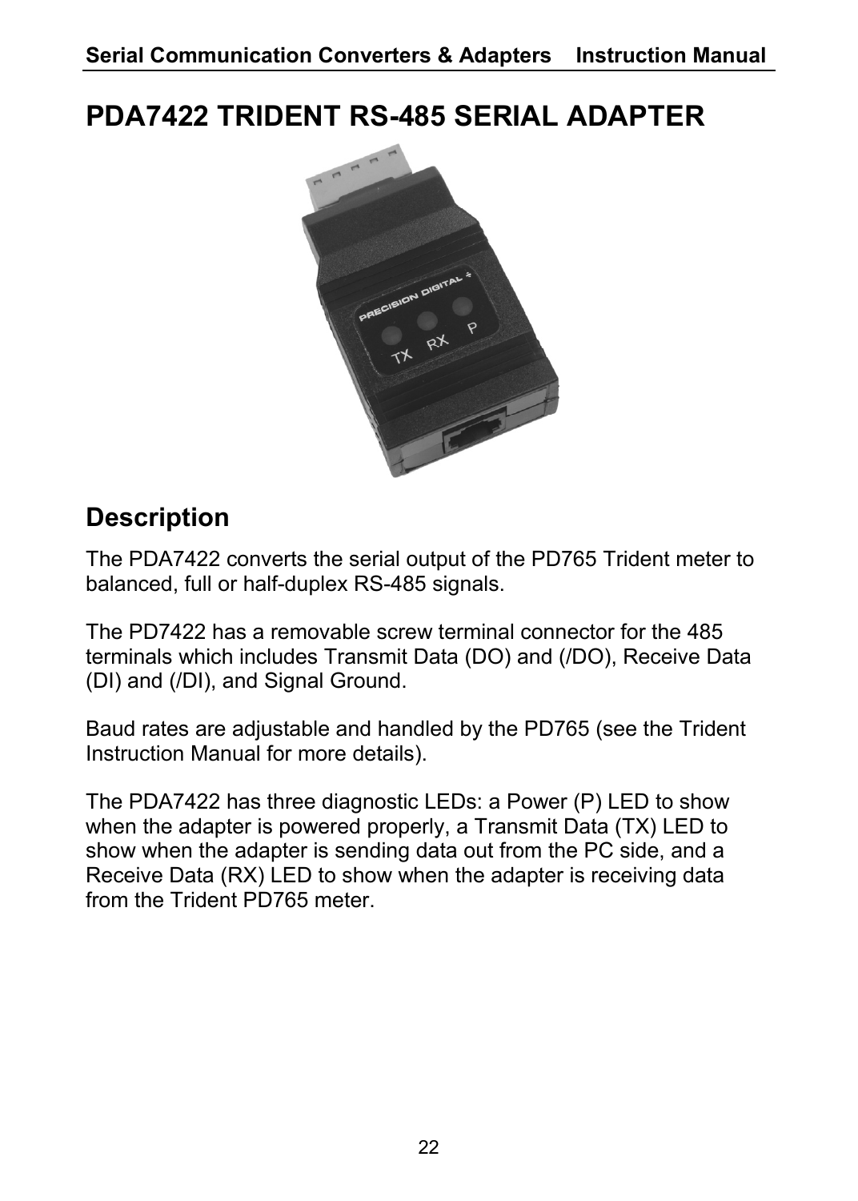# PDA7422 TRIDENT RS-485 SERIAL ADAPTER

## Description

The PDA7422 converts the serial output of the PD765 Trident meter to balanced, full or half-duplex RS-485 signals.

The PD7422 has a removable screw terminal connector for the 485 terminals which includes Transmit Data (DO) and (/DO), Receive Data (DI) and (/DI), and Signal Ground.

Baud rates are adjustable and handled by the PD765 (see the Trident Instruction Manual for more details).

The PDA7422 has three diagnostic LEDs: a Power (P) LED to show when the adapter is powered properly, a Transmit Data (TX) LED to show when the adapter is sending data out from the PC side, and a Receive Data (RX) LED to show when the adapter is receiving data from the Trident PD765 meter.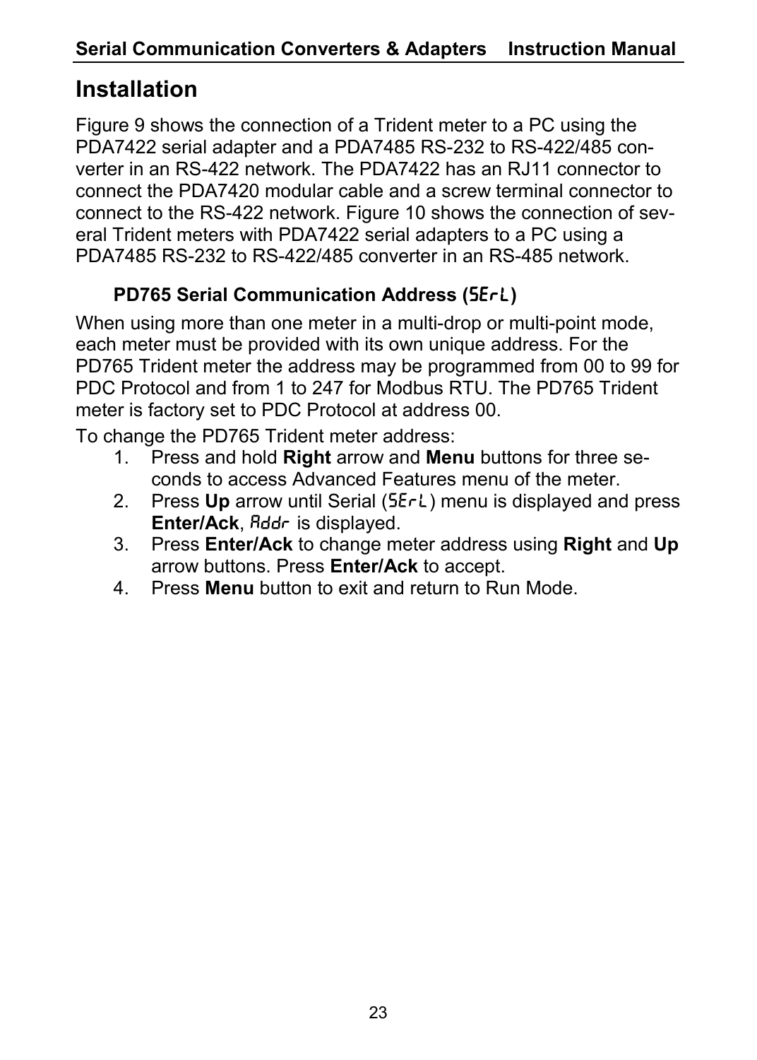## Installation

Figure 9 shows the connection of a Trident meter to a PC using the PDA7422 serial adapter and a PDA7485 RS-232 to RS-422/485 converter in an RS-422 network. The PDA7422 has an RJ11 connector to connect the PDA7420 modular cable and a screw terminal connector to connect to the RS-422 network. Figure 10 shows the connection of several Trident meters with PDA7422 serial adapters to a PC using a PDA7485 RS-232 to RS-422/485 converter in an RS-485 network.

### PD765 Serial Communication Address (SErL)

When using more than one meter in a multi-drop or multi-point mode, each meter must be provided with its own unique address. For the PD765 Trident meter the address may be programmed from 00 to 99 for PDC Protocol and from 1 to 247 for Modbus RTU. The PD765 Trident meter is factory set to PDC Protocol at address 00.

To change the PD765 Trident meter address:

1. Press and hold **Right** arrow and **Menu** buttons for three seconds to access Advanced Features menu of the meter.
2. Press **Up** arrow until Serial (SErL) menu is displayed and press **Enter/Ack**, Addr is displayed.
3. Press **Enter/Ack** to change meter address using **Right** and **Up** arrow buttons. Press **Enter/Ack** to accept.
4. Press **Menu** button to exit and return to Run Mode.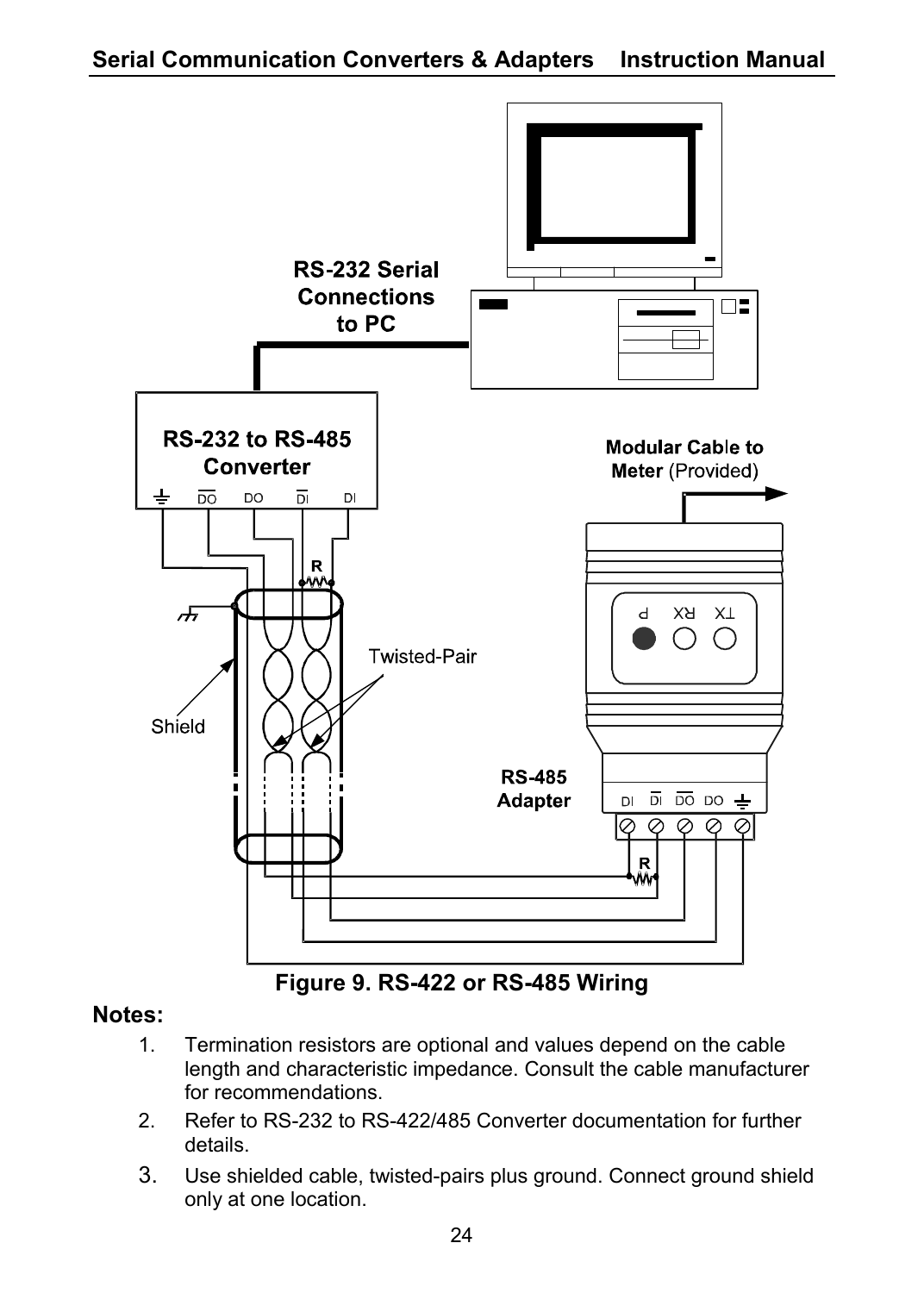Figure 9. RS-422 or RS-485 Wiring

**Notes:**

1. Termination resistors are optional and values depend on the cable length and characteristic impedance. Consult the cable manufacturer for recommendations.
2. Refer to RS-232 to RS-422/485 Converter documentation for further details.
3. Use shielded cable, twisted-pairs plus ground. Connect ground shield only at one location.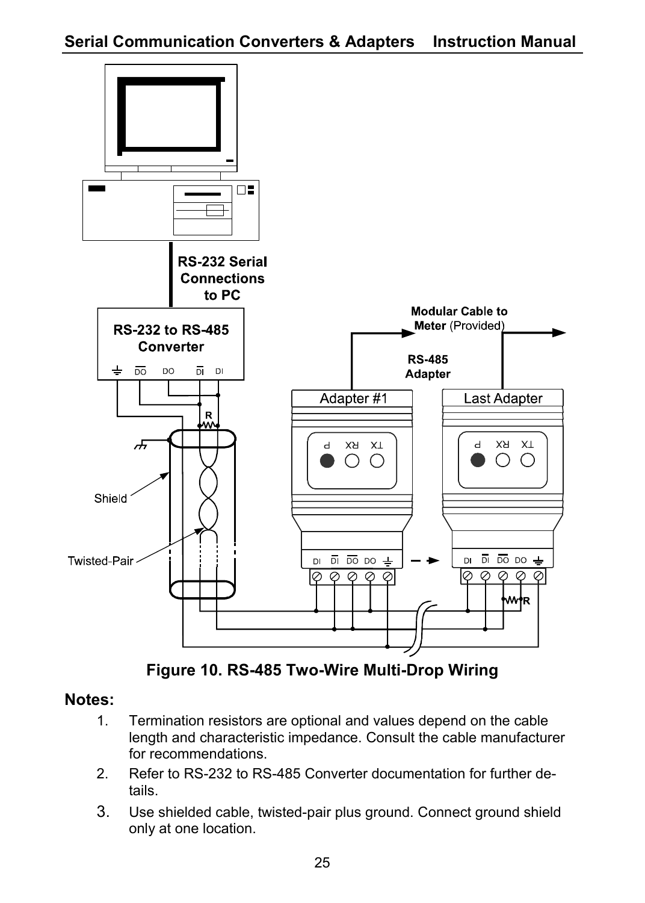Figure 10. RS-485 Two-Wire Multi-Drop Wiring

## Notes:

1. Termination resistors are optional and values depend on the cable length and characteristic impedance. Consult the cable manufacturer for recommendations.
2. Refer to RS-232 to RS-485 Converter documentation for further details.
3. Use shielded cable, twisted-pair plus ground. Connect ground shield only at one location.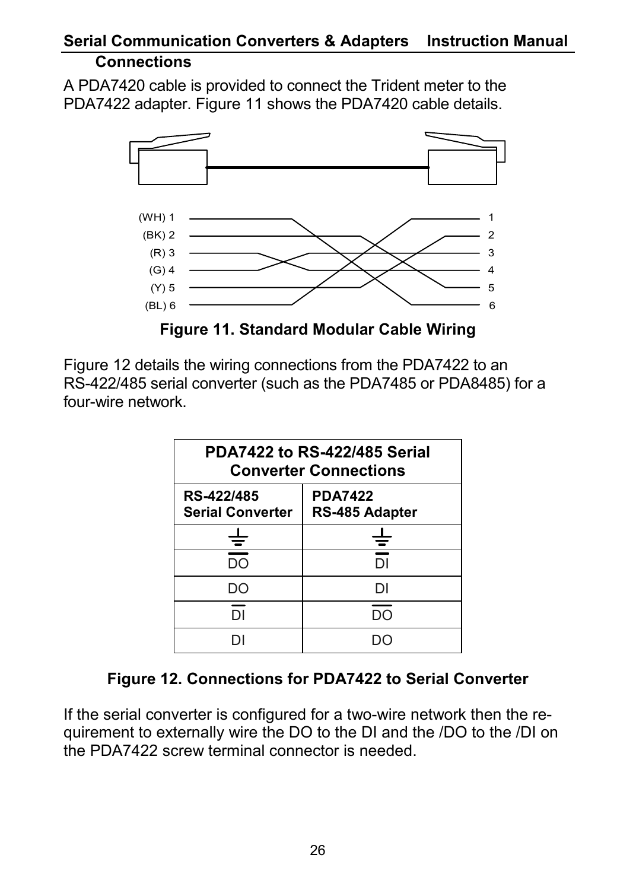## Connections

A PDA7420 cable is provided to connect the Trident meter to the PDA7422 adapter. Figure 11 shows the PDA7420 cable details.

Figure 11. Standard Modular Cable Wiring

Figure 12 details the wiring connections from the PDA7422 to an RS-422/485 serial converter (such as the PDA7485 or PDA8485) for a four-wire network.

| PDA7422 to RS-422/485 Serial Converter Connections | |
|---|---|
| **RS-422/485 Serial Converter** | **PDA7422 RS-485 Adapter** |
| ⏚ | ⏚ |
| $\overline{DO}$ | $\overline{DI}$ |
| DO | DI |
| $\overline{DI}$ | $\overline{DO}$ |
| DI | DO |

Figure 12. Connections for PDA7422 to Serial Converter

If the serial converter is configured for a two-wire network then the requirement to externally wire the DO to the DI and the /DO to the /DI on the PDA7422 screw terminal connector is needed.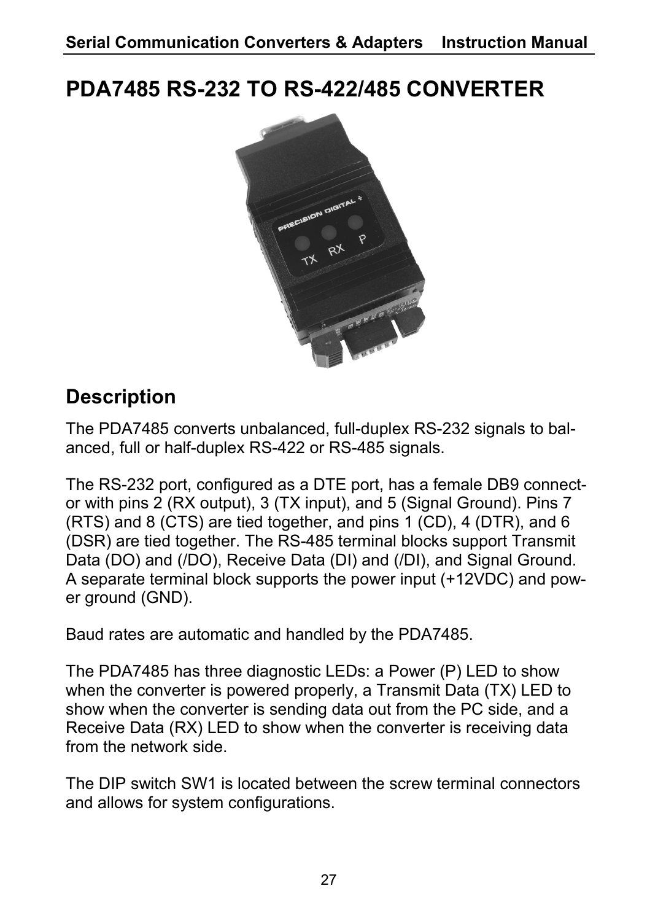# PDA7485 RS-232 TO RS-422/485 CONVERTER

## Description

The PDA7485 converts unbalanced, full-duplex RS-232 signals to balanced, full or half-duplex RS-422 or RS-485 signals.

The RS-232 port, configured as a DTE port, has a female DB9 connector with pins 2 (RX output), 3 (TX input), and 5 (Signal Ground). Pins 7 (RTS) and 8 (CTS) are tied together, and pins 1 (CD), 4 (DTR), and 6 (DSR) are tied together. The RS-485 terminal blocks support Transmit Data (DO) and (/DO), Receive Data (DI) and (/DI), and Signal Ground. A separate terminal block supports the power input (+12VDC) and power ground (GND).

Baud rates are automatic and handled by the PDA7485.

The PDA7485 has three diagnostic LEDs: a Power (P) LED to show when the converter is powered properly, a Transmit Data (TX) LED to show when the converter is sending data out from the PC side, and a Receive Data (RX) LED to show when the converter is receiving data from the network side.

The DIP switch SW1 is located between the screw terminal connectors and allows for system configurations.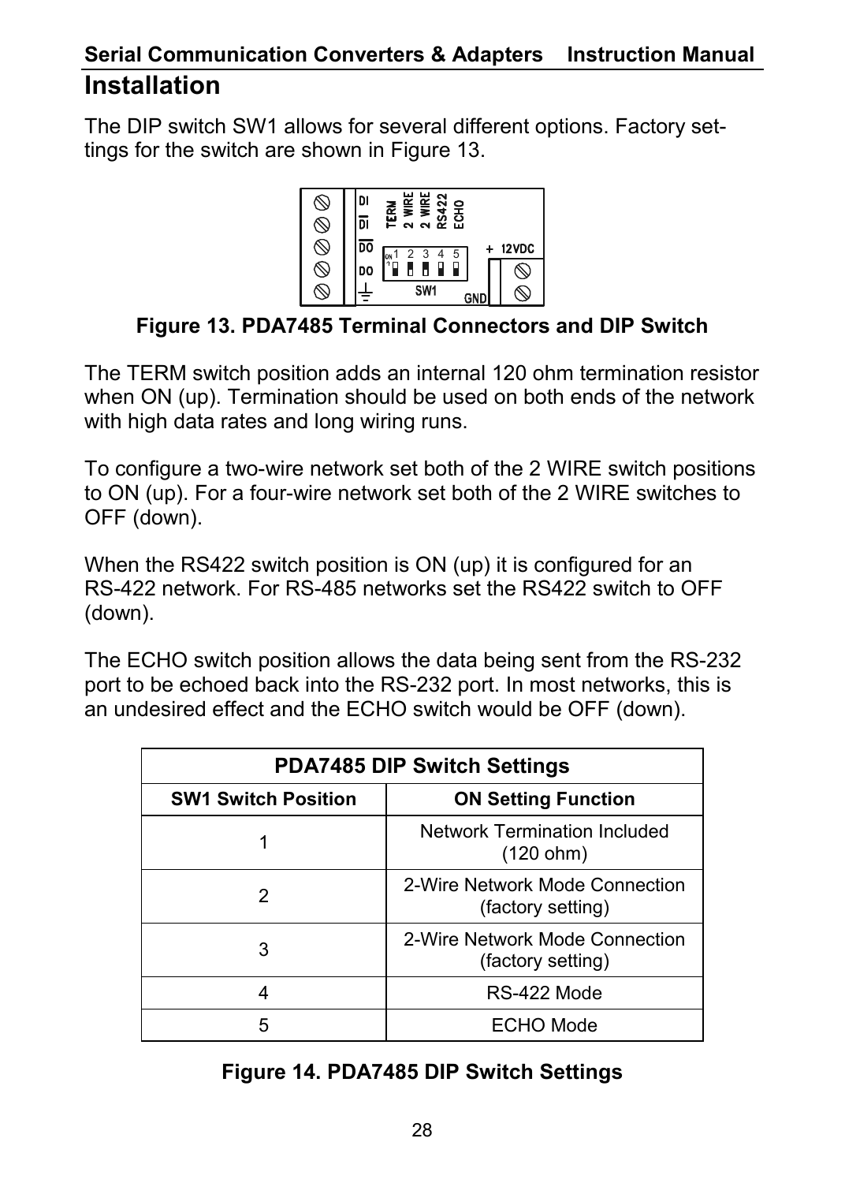## Installation

The DIP switch SW1 allows for several different options. Factory settings for the switch are shown in Figure 13.

**Figure 13. PDA7485 Terminal Connectors and DIP Switch**

The TERM switch position adds an internal 120 ohm termination resistor when ON (up). Termination should be used on both ends of the network with high data rates and long wiring runs.

To configure a two-wire network set both of the 2 WIRE switch positions to ON (up). For a four-wire network set both of the 2 WIRE switches to OFF (down).

When the RS422 switch position is ON (up) it is configured for an RS-422 network. For RS-485 networks set the RS422 switch to OFF (down).

The ECHO switch position allows the data being sent from the RS-232 port to be echoed back into the RS-232 port. In most networks, this is an undesired effect and the ECHO switch would be OFF (down).

| PDA7485 DIP Switch Settings | |
|---|---|
| **SW1 Switch Position** | **ON Setting Function** |
| 1 | Network Termination Included (120 ohm) |
| 2 | 2-Wire Network Mode Connection (factory setting) |
| 3 | 2-Wire Network Mode Connection (factory setting) |
| 4 | RS-422 Mode |
| 5 | ECHO Mode |

**Figure 14. PDA7485 DIP Switch Settings**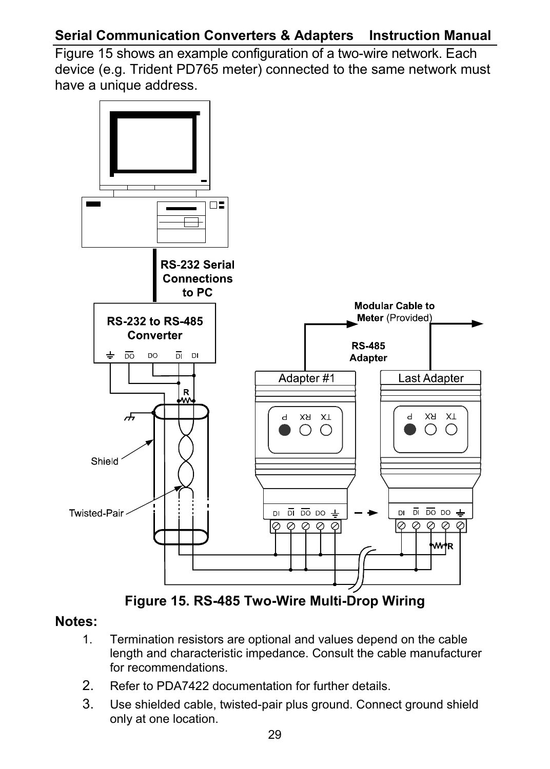Figure 15 shows an example configuration of a two-wire network. Each device (e.g. Trident PD765 meter) connected to the same network must have a unique address.

Figure 15. RS-485 Two-Wire Multi-Drop Wiring

**Notes:**

1. Termination resistors are optional and values depend on the cable length and characteristic impedance. Consult the cable manufacturer for recommendations.
2. Refer to PDA7422 documentation for further details.
3. Use shielded cable, twisted-pair plus ground. Connect ground shield only at one location.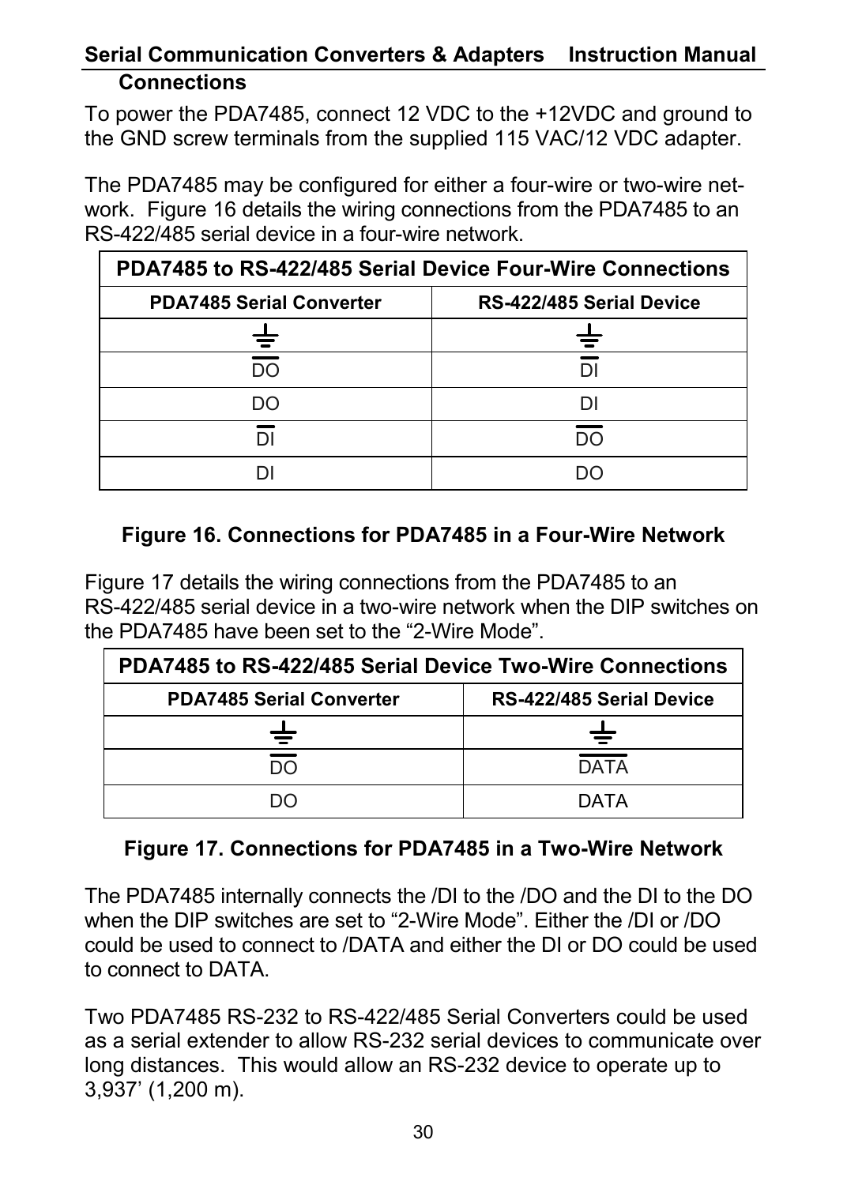### Connections

To power the PDA7485, connect 12 VDC to the +12VDC and ground to the GND screw terminals from the supplied 115 VAC/12 VDC adapter.

The PDA7485 may be configured for either a four-wire or two-wire network. Figure 16 details the wiring connections from the PDA7485 to an RS-422/485 serial device in a four-wire network.

| PDA7485 to RS-422/485 Serial Device Four-Wire Connections | |
|---|---|
| **PDA7485 Serial Converter** | **RS-422/485 Serial Device** |
| ⏚ | ⏚ |
| $\overline{DO}$ | $\overline{DI}$ |
| DO | DI |
| $\overline{DI}$ | $\overline{DO}$ |
| DI | DO |

**Figure 16. Connections for PDA7485 in a Four-Wire Network**

Figure 17 details the wiring connections from the PDA7485 to an RS-422/485 serial device in a two-wire network when the DIP switches on the PDA7485 have been set to the "2-Wire Mode".

| PDA7485 to RS-422/485 Serial Device Two-Wire Connections | |
|---|---|
| **PDA7485 Serial Converter** | **RS-422/485 Serial Device** |
| ⏚ | ⏚ |
| $\overline{DO}$ | $\overline{DATA}$ |
| DO | DATA |

**Figure 17. Connections for PDA7485 in a Two-Wire Network**

The PDA7485 internally connects the /DI to the /DO and the DI to the DO when the DIP switches are set to "2-Wire Mode". Either the /DI or /DO could be used to connect to /DATA and either the DI or DO could be used to connect to DATA.

Two PDA7485 RS-232 to RS-422/485 Serial Converters could be used as a serial extender to allow RS-232 serial devices to communicate over long distances. This would allow an RS-232 device to operate up to 3,937' (1,200 m).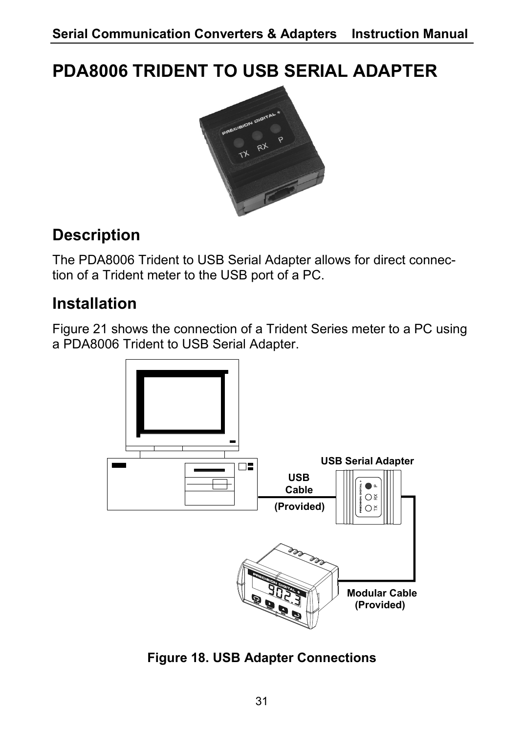# PDA8006 TRIDENT TO USB SERIAL ADAPTER

## Description

The PDA8006 Trident to USB Serial Adapter allows for direct connection of a Trident meter to the USB port of a PC.

## Installation

Figure 21 shows the connection of a Trident Series meter to a PC using a PDA8006 Trident to USB Serial Adapter.

**Figure 18. USB Adapter Connections**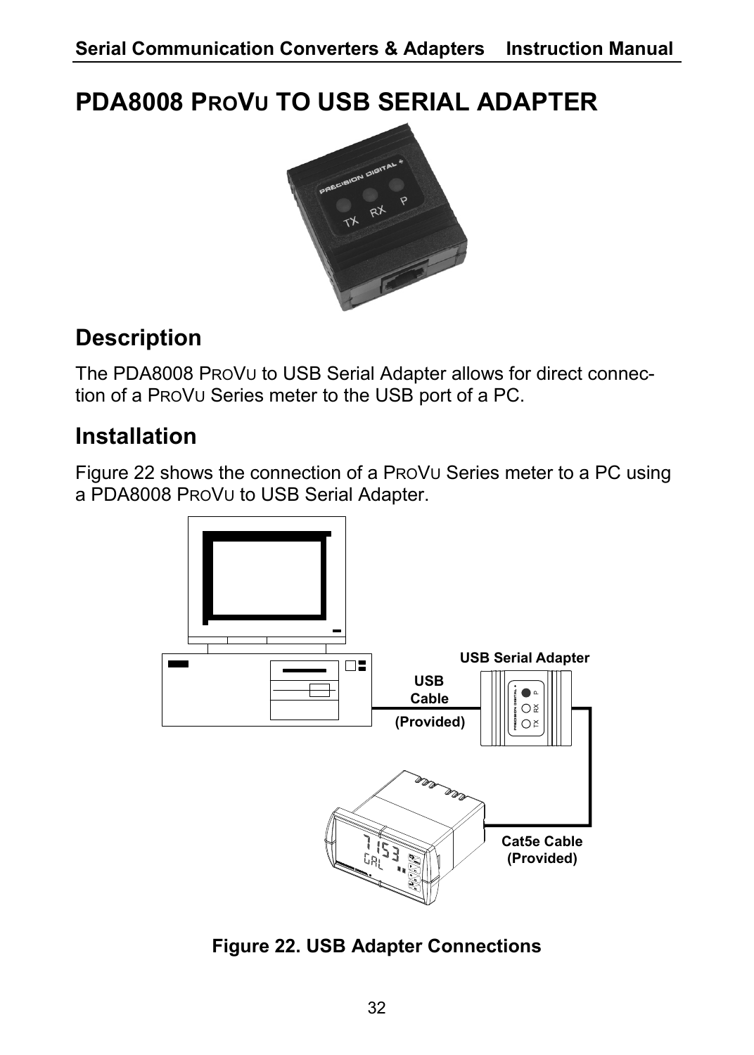# PDA8008 PROVU TO USB SERIAL ADAPTER

## Description

The PDA8008 PROVU to USB Serial Adapter allows for direct connection of a PROVU Series meter to the USB port of a PC.

## Installation

Figure 22 shows the connection of a PROVU Series meter to a PC using a PDA8008 PROVU to USB Serial Adapter.

**Figure 22. USB Adapter Connections**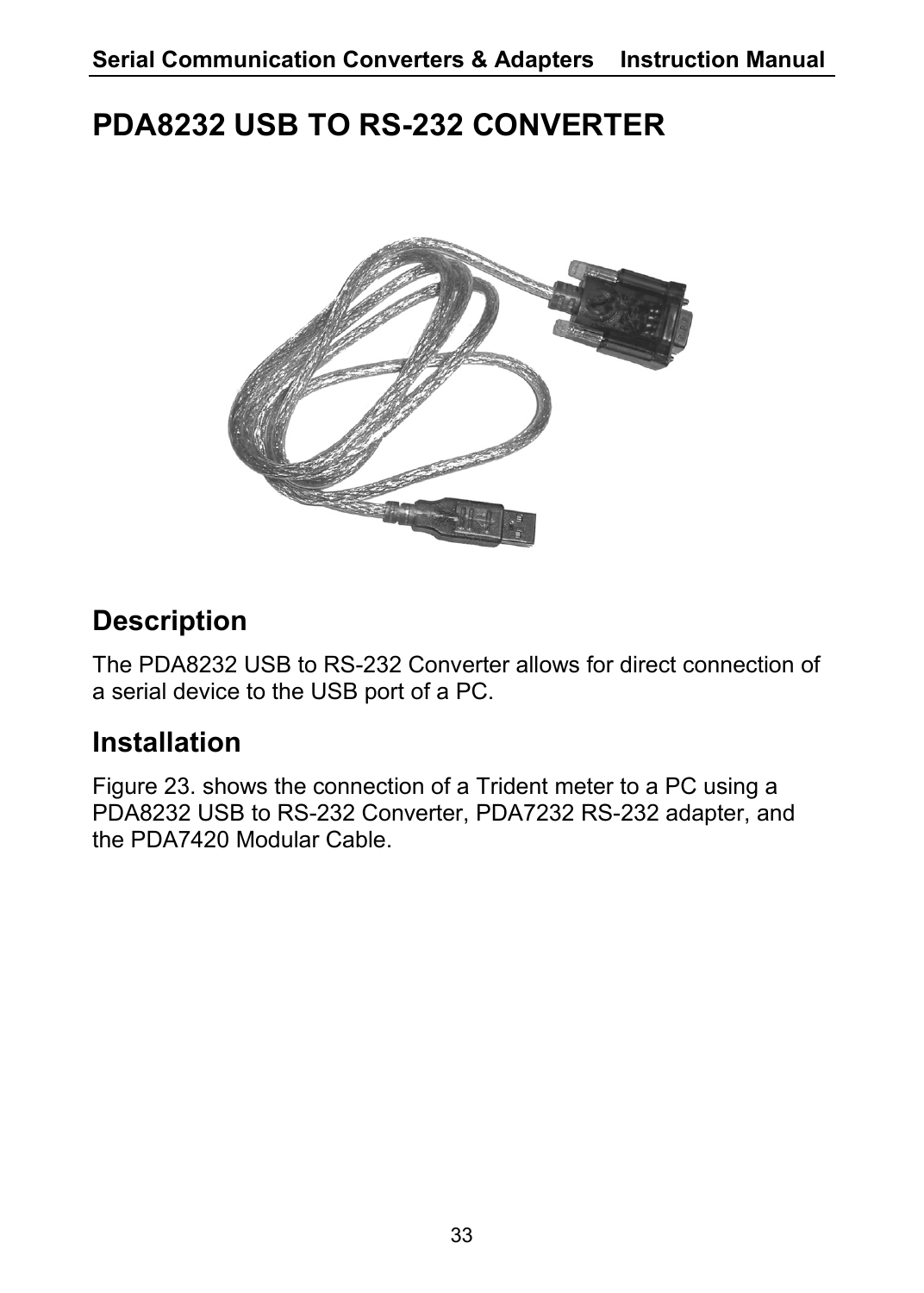# PDA8232 USB TO RS-232 CONVERTER

## Description

The PDA8232 USB to RS-232 Converter allows for direct connection of a serial device to the USB port of a PC.

## Installation

Figure 23. shows the connection of a Trident meter to a PC using a PDA8232 USB to RS-232 Converter, PDA7232 RS-232 adapter, and the PDA7420 Modular Cable.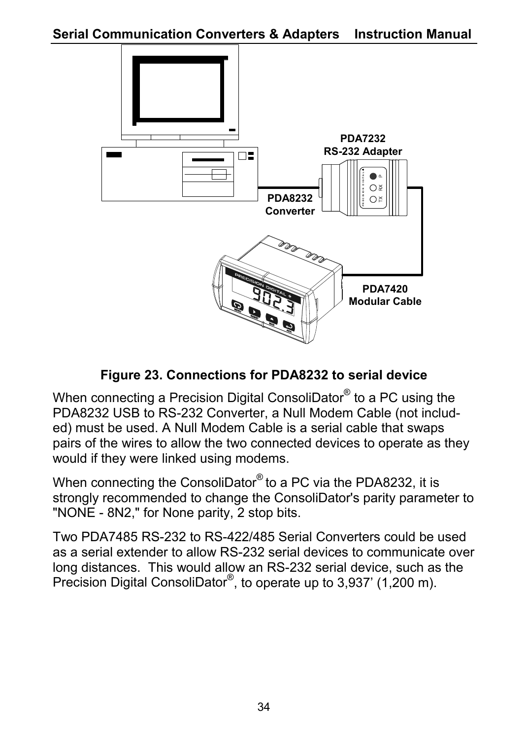**Figure 23. Connections for PDA8232 to serial device**

When connecting a Precision Digital ConsoliDator® to a PC using the PDA8232 USB to RS-232 Converter, a Null Modem Cable (not included) must be used. A Null Modem Cable is a serial cable that swaps pairs of the wires to allow the two connected devices to operate as they would if they were linked using modems.

When connecting the ConsoliDator® to a PC via the PDA8232, it is strongly recommended to change the ConsoliDator's parity parameter to "NONE - 8N2," for None parity, 2 stop bits.

Two PDA7485 RS-232 to RS-422/485 Serial Converters could be used as a serial extender to allow RS-232 serial devices to communicate over long distances. This would allow an RS-232 serial device, such as the Precision Digital ConsoliDator®, to operate up to 3,937' (1,200 m).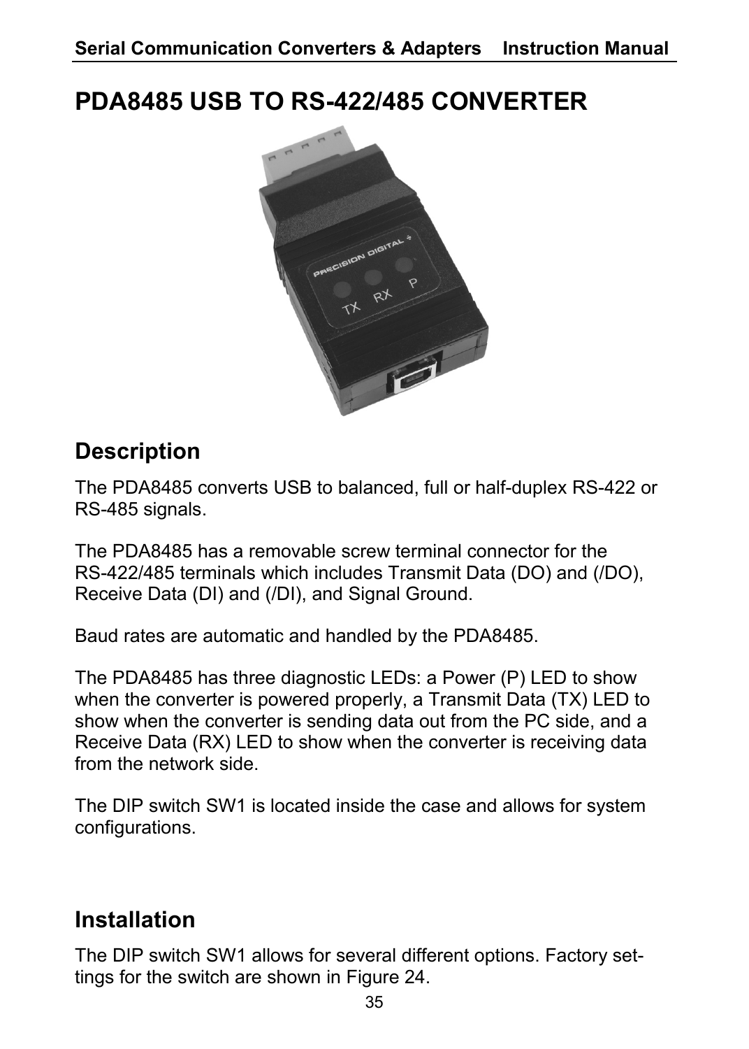# PDA8485 USB TO RS-422/485 CONVERTER

## Description

The PDA8485 converts USB to balanced, full or half-duplex RS-422 or RS-485 signals.

The PDA8485 has a removable screw terminal connector for the RS-422/485 terminals which includes Transmit Data (DO) and (/DO), Receive Data (DI) and (/DI), and Signal Ground.

Baud rates are automatic and handled by the PDA8485.

The PDA8485 has three diagnostic LEDs: a Power (P) LED to show when the converter is powered properly, a Transmit Data (TX) LED to show when the converter is sending data out from the PC side, and a Receive Data (RX) LED to show when the converter is receiving data from the network side.

The DIP switch SW1 is located inside the case and allows for system configurations.

## Installation

The DIP switch SW1 allows for several different options. Factory settings for the switch are shown in Figure 24.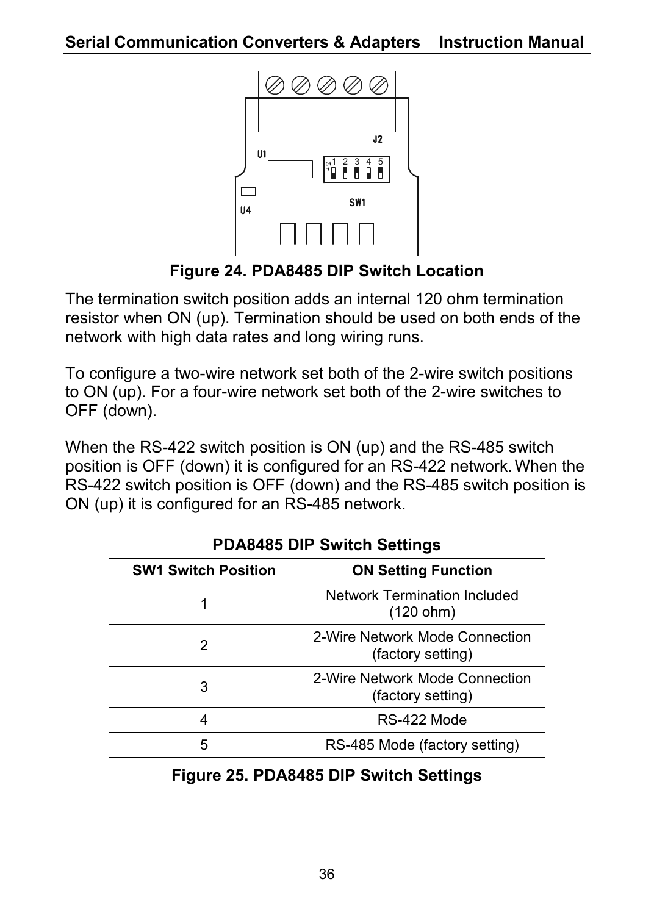**Figure 24. PDA8485 DIP Switch Location**

The termination switch position adds an internal 120 ohm termination resistor when ON (up). Termination should be used on both ends of the network with high data rates and long wiring runs.

To configure a two-wire network set both of the 2-wire switch positions to ON (up). For a four-wire network set both of the 2-wire switches to OFF (down).

When the RS-422 switch position is ON (up) and the RS-485 switch position is OFF (down) it is configured for an RS-422 network. When the RS-422 switch position is OFF (down) and the RS-485 switch position is ON (up) it is configured for an RS-485 network.

| PDA8485 DIP Switch Settings | |
|---|---|
| **SW1 Switch Position** | **ON Setting Function** |
| 1 | Network Termination Included (120 ohm) |
| 2 | 2-Wire Network Mode Connection (factory setting) |
| 3 | 2-Wire Network Mode Connection (factory setting) |
| 4 | RS-422 Mode |
| 5 | RS-485 Mode (factory setting) |

**Figure 25. PDA8485 DIP Switch Settings**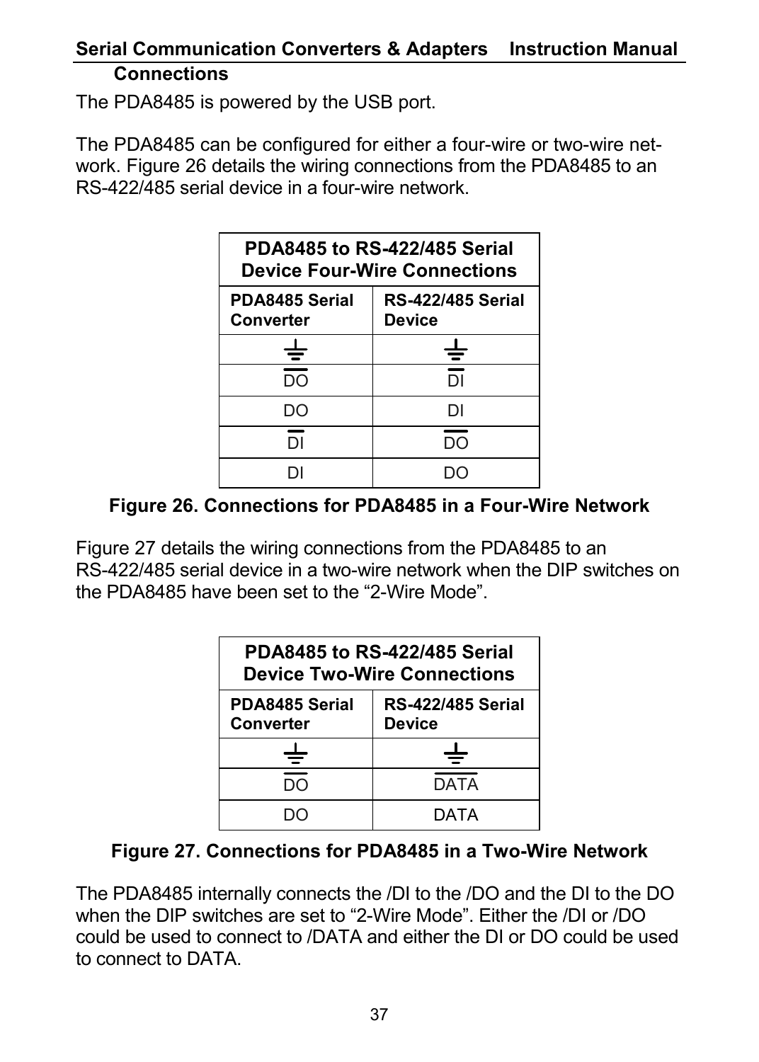## Connections

The PDA8485 is powered by the USB port.

The PDA8485 can be configured for either a four-wire or two-wire network. Figure 26 details the wiring connections from the PDA8485 to an RS-422/485 serial device in a four-wire network.

| PDA8485 to RS-422/485 Serial Device Four-Wire Connections | |
|---|---|
| **PDA8485 Serial Converter** | **RS-422/485 Serial Device** |
| ⏚ | ⏚ |
| $\overline{DO}$ | $\overline{DI}$ |
| DO | DI |
| $\overline{DI}$ | $\overline{DO}$ |
| DI | DO |

**Figure 26. Connections for PDA8485 in a Four-Wire Network**

Figure 27 details the wiring connections from the PDA8485 to an RS-422/485 serial device in a two-wire network when the DIP switches on the PDA8485 have been set to the “2-Wire Mode”.

| PDA8485 to RS-422/485 Serial Device Two-Wire Connections | |
|---|---|
| **PDA8485 Serial Converter** | **RS-422/485 Serial Device** |
| ⏚ | ⏚ |
| $\overline{DO}$ | $\overline{DATA}$ |
| DO | DATA |

**Figure 27. Connections for PDA8485 in a Two-Wire Network**

The PDA8485 internally connects the /DI to the /DO and the DI to the DO when the DIP switches are set to “2-Wire Mode”. Either the /DI or /DO could be used to connect to /DATA and either the DI or DO could be used to connect to DATA.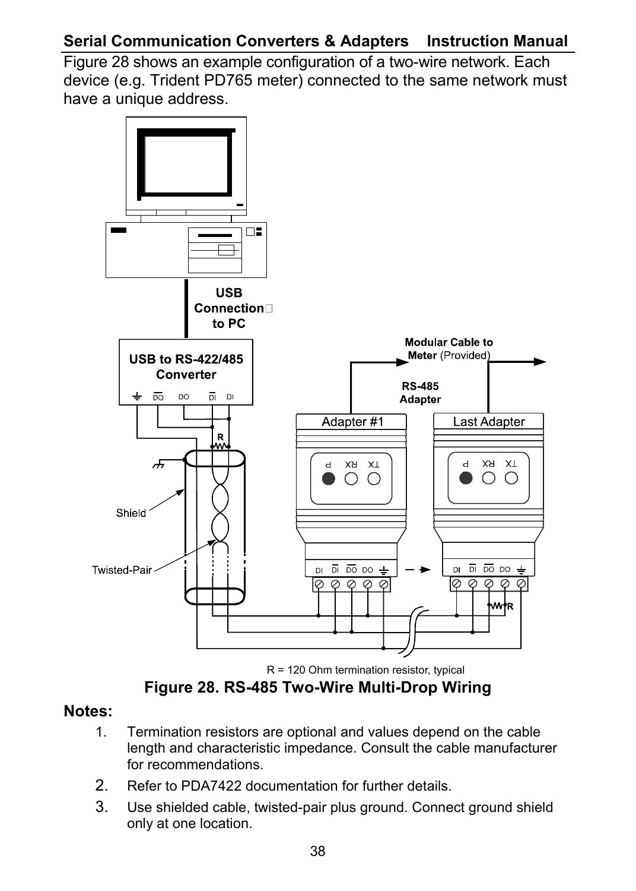Figure 28 shows an example configuration of a two-wire network. Each device (e.g. Trident PD765 meter) connected to the same network must have a unique address.

R = 120 Ohm termination resistor, typical

**Figure 28. RS-485 Two-Wire Multi-Drop Wiring**

**Notes:**

1. Termination resistors are optional and values depend on the cable length and characteristic impedance. Consult the cable manufacturer for recommendations.
2. Refer to PDA7422 documentation for further details.
3. Use shielded cable, twisted-pair plus ground. Connect ground shield only at one location.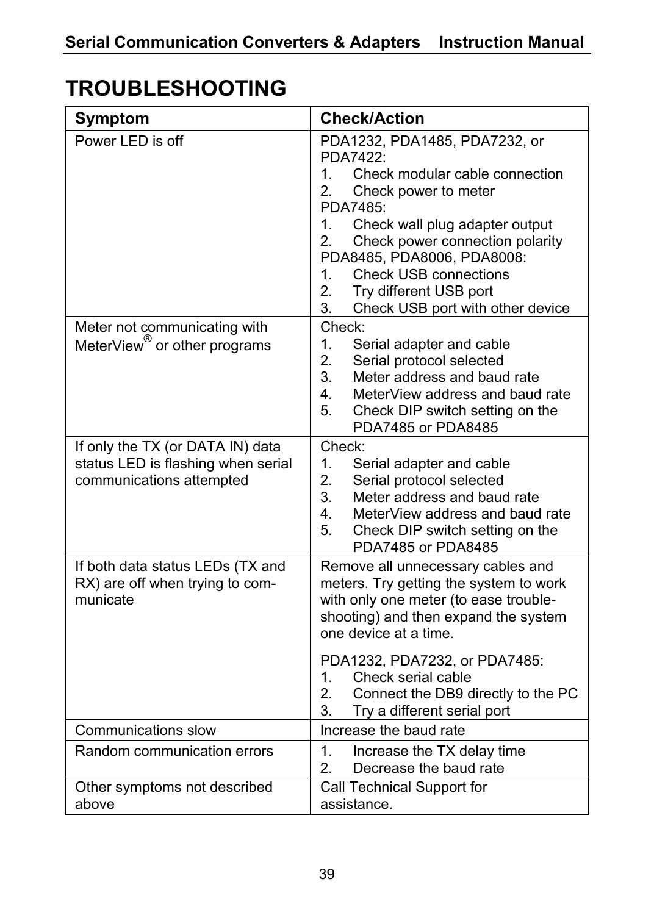# TROUBLESHOOTING

| Symptom | Check/Action |
|---|---|
| Power LED is off | PDA1232, PDA1485, PDA7232, or PDA7422:<br>1. Check modular cable connection<br>2. Check power to meter<br>PDA7485:<br>1. Check wall plug adapter output<br>2. Check power connection polarity<br>PDA8485, PDA8006, PDA8008:<br>1. Check USB connections<br>2. Try different USB port<br>3. Check USB port with other device |
| Meter not communicating with MeterView® or other programs | Check:<br>1. Serial adapter and cable<br>2. Serial protocol selected<br>3. Meter address and baud rate<br>4. MeterView address and baud rate<br>5. Check DIP switch setting on the PDA7485 or PDA8485 |
| If only the TX (or DATA IN) data status LED is flashing when serial communications attempted | Check:<br>1. Serial adapter and cable<br>2. Serial protocol selected<br>3. Meter address and baud rate<br>4. MeterView address and baud rate<br>5. Check DIP switch setting on the PDA7485 or PDA8485 |
| If both data status LEDs (TX and RX) are off when trying to communicate | Remove all unnecessary cables and meters. Try getting the system to work with only one meter (to ease troubleshooting) and then expand the system one device at a time.<br><br>PDA1232, PDA7232, or PDA7485:<br>1. Check serial cable<br>2. Connect the DB9 directly to the PC<br>3. Try a different serial port |
| Communications slow | Increase the baud rate |
| Random communication errors | 1. Increase the TX delay time<br>2. Decrease the baud rate |
| Other symptoms not described above | Call Technical Support for assistance. |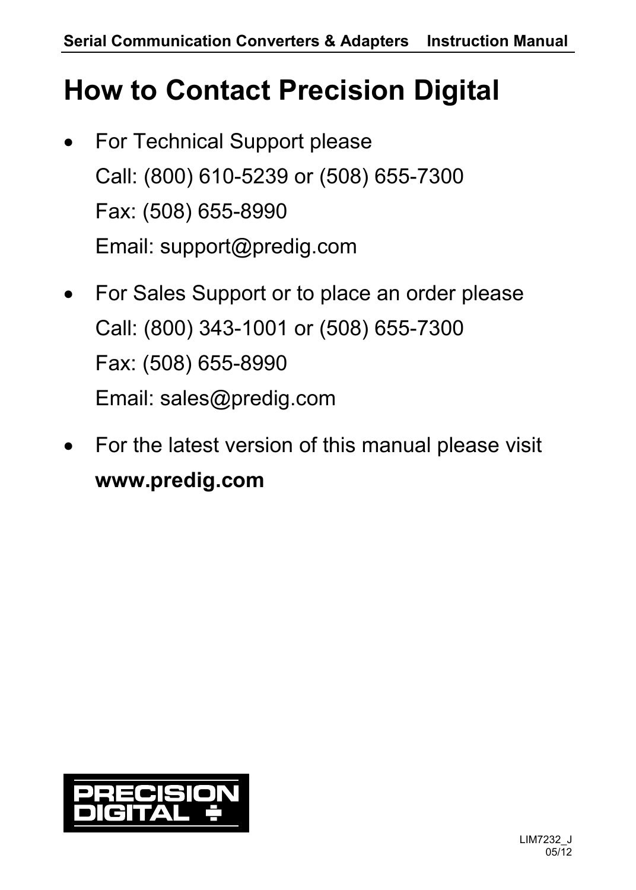# How to Contact Precision Digital

- For Technical Support please
  Call: (800) 610-5239 or (508) 655-7300
  Fax: (508) 655-8990
  Email: support@predig.com

- For Sales Support or to place an order please
  Call: (800) 343-1001 or (508) 655-7300
  Fax: (508) 655-8990
  Email: sales@predig.com

- For the latest version of this manual please visit
  **www.predig.com**

PRECISION DIGITAL

LIM7232_J
05/12